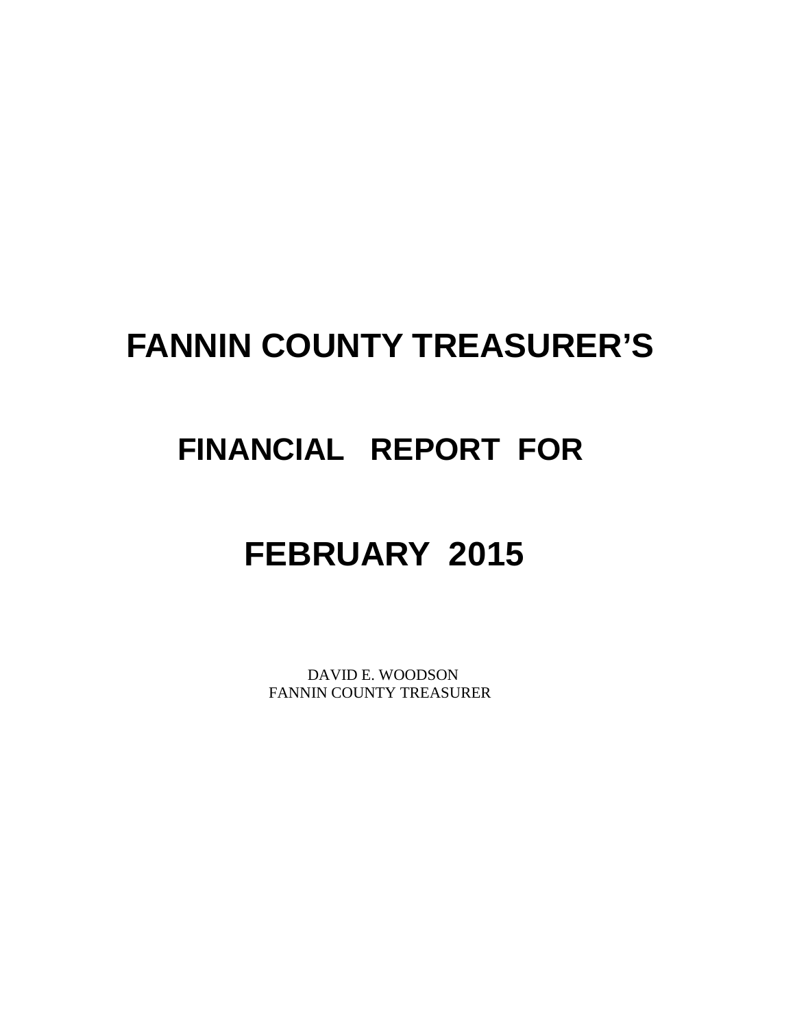# FANNIN COUNTY TREASURER'S

## FINANCIAL REPORT FOR

## FEBRUARY 2015

DAVID E. WOODSON
FANNIN COUNTY TREASURER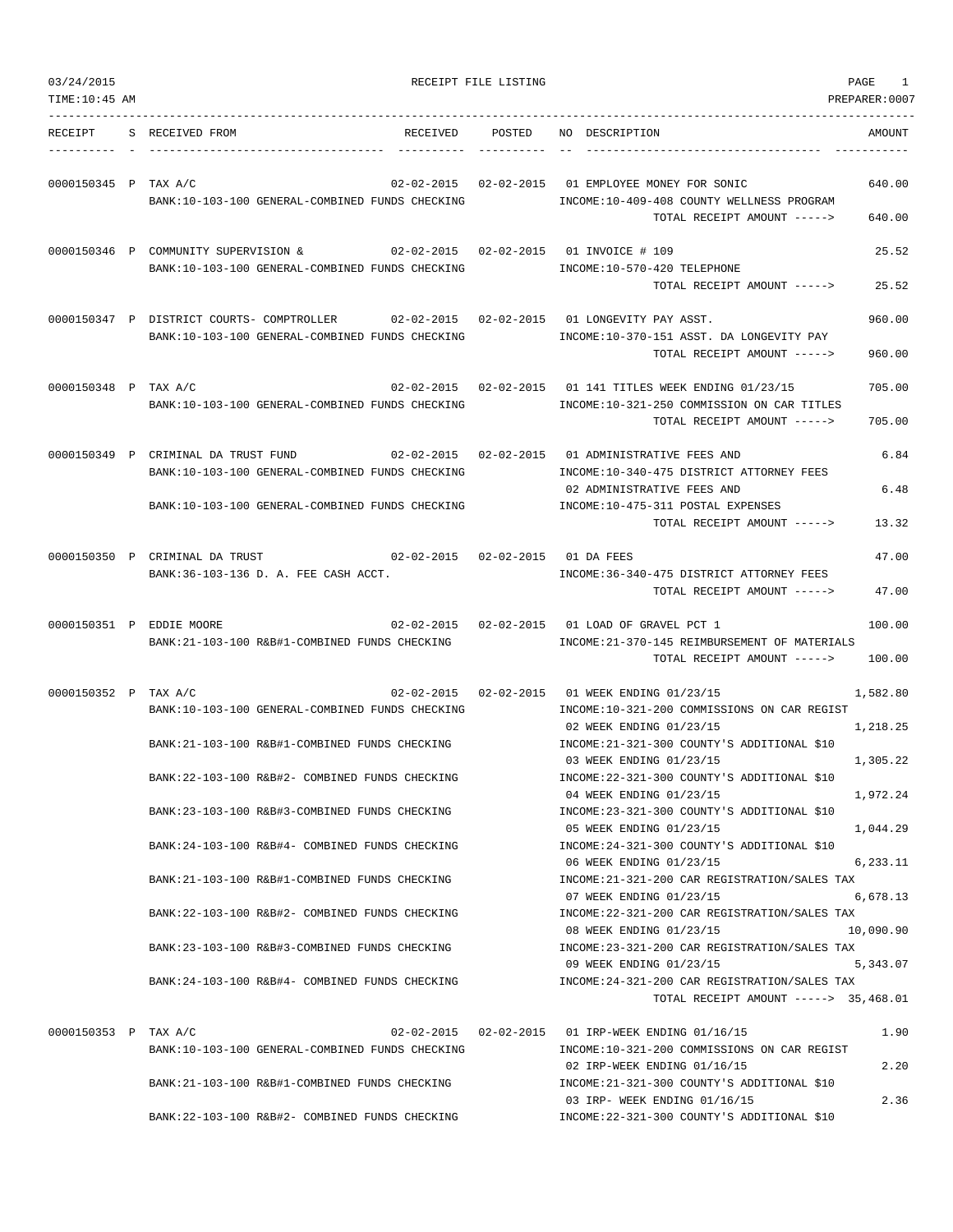03/24/2015 RECEIPT FILE LISTING PAGE 1

TIME:10:45 AM PREPARER:0007

| RECEIPT | S | RECEIVED FROM | RECEIVED | POSTED | NO | DESCRIPTION | AMOUNT |
|---|---|---|---|---|---|---|---|
| 0000150345 | P | TAX A/C | 02-02-2015 | 02-02-2015 | 01 | EMPLOYEE MONEY FOR SONIC | 640.00 |
| | | BANK:10-103-100 GENERAL-COMBINED FUNDS CHECKING | | | | INCOME:10-409-408 COUNTY WELLNESS PROGRAM | |
| | | | | | | TOTAL RECEIPT AMOUNT -----> | 640.00 |
| 0000150346 | P | COMMUNITY SUPERVISION & | 02-02-2015 | 02-02-2015 | 01 | INVOICE # 109 | 25.52 |
| | | BANK:10-103-100 GENERAL-COMBINED FUNDS CHECKING | | | | INCOME:10-570-420 TELEPHONE | |
| | | | | | | TOTAL RECEIPT AMOUNT -----> | 25.52 |
| 0000150347 | P | DISTRICT COURTS- COMPTROLLER | 02-02-2015 | 02-02-2015 | 01 | LONGEVITY PAY ASST. | 960.00 |
| | | BANK:10-103-100 GENERAL-COMBINED FUNDS CHECKING | | | | INCOME:10-370-151 ASST. DA LONGEVITY PAY | |
| | | | | | | TOTAL RECEIPT AMOUNT -----> | 960.00 |
| 0000150348 | P | TAX A/C | 02-02-2015 | 02-02-2015 | 01 | 141 TITLES WEEK ENDING 01/23/15 | 705.00 |
| | | BANK:10-103-100 GENERAL-COMBINED FUNDS CHECKING | | | | INCOME:10-321-250 COMMISSION ON CAR TITLES | |
| | | | | | | TOTAL RECEIPT AMOUNT -----> | 705.00 |
| 0000150349 | P | CRIMINAL DA TRUST FUND | 02-02-2015 | 02-02-2015 | 01 | ADMINISTRATIVE FEES AND | 6.84 |
| | | BANK:10-103-100 GENERAL-COMBINED FUNDS CHECKING | | | | INCOME:10-340-475 DISTRICT ATTORNEY FEES | |
| | | | | | 02 | ADMINISTRATIVE FEES AND | 6.48 |
| | | BANK:10-103-100 GENERAL-COMBINED FUNDS CHECKING | | | | INCOME:10-475-311 POSTAL EXPENSES | |
| | | | | | | TOTAL RECEIPT AMOUNT -----> | 13.32 |
| 0000150350 | P | CRIMINAL DA TRUST | 02-02-2015 | 02-02-2015 | 01 | DA FEES | 47.00 |
| | | BANK:36-103-136 D. A. FEE CASH ACCT. | | | | INCOME:36-340-475 DISTRICT ATTORNEY FEES | |
| | | | | | | TOTAL RECEIPT AMOUNT -----> | 47.00 |
| 0000150351 | P | EDDIE MOORE | 02-02-2015 | 02-02-2015 | 01 | LOAD OF GRAVEL PCT 1 | 100.00 |
| | | BANK:21-103-100 R&B#1-COMBINED FUNDS CHECKING | | | | INCOME:21-370-145 REIMBURSEMENT OF MATERIALS | |
| | | | | | | TOTAL RECEIPT AMOUNT -----> | 100.00 |
| 0000150352 | P | TAX A/C | 02-02-2015 | 02-02-2015 | 01 | WEEK ENDING 01/23/15 | 1,582.80 |
| | | BANK:10-103-100 GENERAL-COMBINED FUNDS CHECKING | | | | INCOME:10-321-200 COMMISSIONS ON CAR REGIST | |
| | | | | | 02 | WEEK ENDING 01/23/15 | 1,218.25 |
| | | BANK:21-103-100 R&B#1-COMBINED FUNDS CHECKING | | | | INCOME:21-321-300 COUNTY'S ADDITIONAL $10 | |
| | | | | | 03 | WEEK ENDING 01/23/15 | 1,305.22 |
| | | BANK:22-103-100 R&B#2- COMBINED FUNDS CHECKING | | | | INCOME:22-321-300 COUNTY'S ADDITIONAL $10 | |
| | | | | | 04 | WEEK ENDING 01/23/15 | 1,972.24 |
| | | BANK:23-103-100 R&B#3-COMBINED FUNDS CHECKING | | | | INCOME:23-321-300 COUNTY'S ADDITIONAL $10 | |
| | | | | | 05 | WEEK ENDING 01/23/15 | 1,044.29 |
| | | BANK:24-103-100 R&B#4- COMBINED FUNDS CHECKING | | | | INCOME:24-321-300 COUNTY'S ADDITIONAL $10 | |
| | | | | | 06 | WEEK ENDING 01/23/15 | 6,233.11 |
| | | BANK:21-103-100 R&B#1-COMBINED FUNDS CHECKING | | | | INCOME:21-321-200 CAR REGISTRATION/SALES TAX | |
| | | | | | 07 | WEEK ENDING 01/23/15 | 6,678.13 |
| | | BANK:22-103-100 R&B#2- COMBINED FUNDS CHECKING | | | | INCOME:22-321-200 CAR REGISTRATION/SALES TAX | |
| | | | | | 08 | WEEK ENDING 01/23/15 | 10,090.90 |
| | | BANK:23-103-100 R&B#3-COMBINED FUNDS CHECKING | | | | INCOME:23-321-200 CAR REGISTRATION/SALES TAX | |
| | | | | | 09 | WEEK ENDING 01/23/15 | 5,343.07 |
| | | BANK:24-103-100 R&B#4- COMBINED FUNDS CHECKING | | | | INCOME:24-321-200 CAR REGISTRATION/SALES TAX | |
| | | | | | | TOTAL RECEIPT AMOUNT -----> | 35,468.01 |
| 0000150353 | P | TAX A/C | 02-02-2015 | 02-02-2015 | 01 | IRP-WEEK ENDING 01/16/15 | 1.90 |
| | | BANK:10-103-100 GENERAL-COMBINED FUNDS CHECKING | | | | INCOME:10-321-200 COMMISSIONS ON CAR REGIST | |
| | | | | | 02 | IRP-WEEK ENDING 01/16/15 | 2.20 |
| | | BANK:21-103-100 R&B#1-COMBINED FUNDS CHECKING | | | | INCOME:21-321-300 COUNTY'S ADDITIONAL $10 | |
| | | | | | 03 | IRP- WEEK ENDING 01/16/15 | 2.36 |
| | | BANK:22-103-100 R&B#2- COMBINED FUNDS CHECKING | | | | INCOME:22-321-300 COUNTY'S ADDITIONAL $10 | |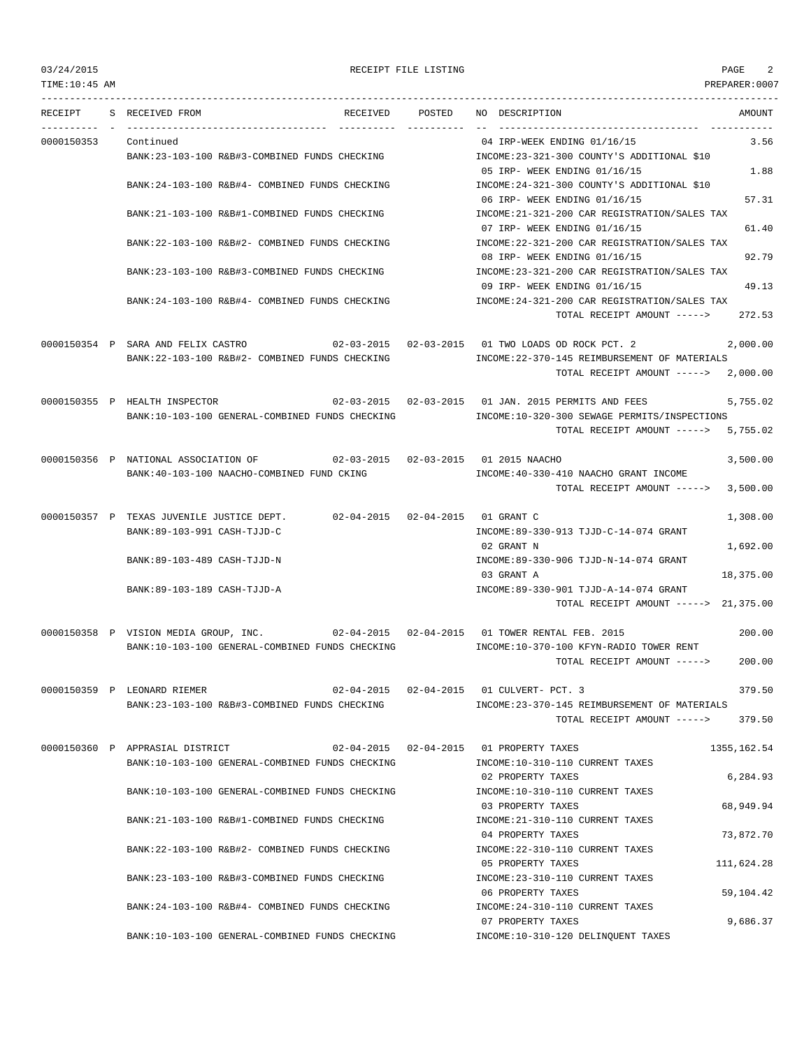| RECEIPT | S | RECEIVED FROM | RECEIVED | POSTED | NO | DESCRIPTION | AMOUNT |
|---|---|---|---|---|---|---|---|
| 0000150353 | | Continued | | | 04 | IRP-WEEK ENDING 01/16/15 | 3.56 |
| | | BANK:23-103-100 R&B#3-COMBINED FUNDS CHECKING | | | | INCOME:23-321-300 COUNTY'S ADDITIONAL $10 | |
| | | | | | 05 | IRP- WEEK ENDING 01/16/15 | 1.88 |
| | | BANK:24-103-100 R&B#4- COMBINED FUNDS CHECKING | | | | INCOME:24-321-300 COUNTY'S ADDITIONAL $10 | |
| | | | | | 06 | IRP- WEEK ENDING 01/16/15 | 57.31 |
| | | BANK:21-103-100 R&B#1-COMBINED FUNDS CHECKING | | | | INCOME:21-321-200 CAR REGISTRATION/SALES TAX | |
| | | | | | 07 | IRP- WEEK ENDING 01/16/15 | 61.40 |
| | | BANK:22-103-100 R&B#2- COMBINED FUNDS CHECKING | | | | INCOME:22-321-200 CAR REGISTRATION/SALES TAX | |
| | | | | | 08 | IRP- WEEK ENDING 01/16/15 | 92.79 |
| | | BANK:23-103-100 R&B#3-COMBINED FUNDS CHECKING | | | | INCOME:23-321-200 CAR REGISTRATION/SALES TAX | |
| | | | | | 09 | IRP- WEEK ENDING 01/16/15 | 49.13 |
| | | BANK:24-103-100 R&B#4- COMBINED FUNDS CHECKING | | | | INCOME:24-321-200 CAR REGISTRATION/SALES TAX | |
| | | | | | | TOTAL RECEIPT AMOUNT -----> | 272.53 |
| 0000150354 | P | SARA AND FELIX CASTRO | 02-03-2015 | 02-03-2015 | 01 | TWO LOADS OD ROCK PCT. 2 | 2,000.00 |
| | | BANK:22-103-100 R&B#2- COMBINED FUNDS CHECKING | | | | INCOME:22-370-145 REIMBURSEMENT OF MATERIALS | |
| | | | | | | TOTAL RECEIPT AMOUNT -----> | 2,000.00 |
| 0000150355 | P | HEALTH INSPECTOR | 02-03-2015 | 02-03-2015 | 01 | JAN. 2015 PERMITS AND FEES | 5,755.02 |
| | | BANK:10-103-100 GENERAL-COMBINED FUNDS CHECKING | | | | INCOME:10-320-300 SEWAGE PERMITS/INSPECTIONS | |
| | | | | | | TOTAL RECEIPT AMOUNT -----> | 5,755.02 |
| 0000150356 | P | NATIONAL ASSOCIATION OF | 02-03-2015 | 02-03-2015 | 01 | 2015 NAACHO | 3,500.00 |
| | | BANK:40-103-100 NAACHO-COMBINED FUND CKING | | | | INCOME:40-330-410 NAACHO GRANT INCOME | |
| | | | | | | TOTAL RECEIPT AMOUNT -----> | 3,500.00 |
| 0000150357 | P | TEXAS JUVENILE JUSTICE DEPT. | 02-04-2015 | 02-04-2015 | 01 | GRANT C | 1,308.00 |
| | | BANK:89-103-991 CASH-TJJD-C | | | | INCOME:89-330-913 TJJD-C-14-074 GRANT | |
| | | | | | 02 | GRANT N | 1,692.00 |
| | | BANK:89-103-489 CASH-TJJD-N | | | | INCOME:89-330-906 TJJD-N-14-074 GRANT | |
| | | | | | 03 | GRANT A | 18,375.00 |
| | | BANK:89-103-189 CASH-TJJD-A | | | | INCOME:89-330-901 TJJD-A-14-074 GRANT | |
| | | | | | | TOTAL RECEIPT AMOUNT -----> | 21,375.00 |
| 0000150358 | P | VISION MEDIA GROUP, INC. | 02-04-2015 | 02-04-2015 | 01 | TOWER RENTAL FEB. 2015 | 200.00 |
| | | BANK:10-103-100 GENERAL-COMBINED FUNDS CHECKING | | | | INCOME:10-370-100 KFYN-RADIO TOWER RENT | |
| | | | | | | TOTAL RECEIPT AMOUNT -----> | 200.00 |
| 0000150359 | P | LEONARD RIEMER | 02-04-2015 | 02-04-2015 | 01 | CULVERT- PCT. 3 | 379.50 |
| | | BANK:23-103-100 R&B#3-COMBINED FUNDS CHECKING | | | | INCOME:23-370-145 REIMBURSEMENT OF MATERIALS | |
| | | | | | | TOTAL RECEIPT AMOUNT -----> | 379.50 |
| 0000150360 | P | APPRASIAL DISTRICT | 02-04-2015 | 02-04-2015 | 01 | PROPERTY TAXES | 1355,162.54 |
| | | BANK:10-103-100 GENERAL-COMBINED FUNDS CHECKING | | | | INCOME:10-310-110 CURRENT TAXES | |
| | | | | | 02 | PROPERTY TAXES | 6,284.93 |
| | | BANK:10-103-100 GENERAL-COMBINED FUNDS CHECKING | | | | INCOME:10-310-110 CURRENT TAXES | |
| | | | | | 03 | PROPERTY TAXES | 68,949.94 |
| | | BANK:21-103-100 R&B#1-COMBINED FUNDS CHECKING | | | | INCOME:21-310-110 CURRENT TAXES | |
| | | | | | 04 | PROPERTY TAXES | 73,872.70 |
| | | BANK:22-103-100 R&B#2- COMBINED FUNDS CHECKING | | | | INCOME:22-310-110 CURRENT TAXES | |
| | | | | | 05 | PROPERTY TAXES | 111,624.28 |
| | | BANK:23-103-100 R&B#3-COMBINED FUNDS CHECKING | | | | INCOME:23-310-110 CURRENT TAXES | |
| | | | | | 06 | PROPERTY TAXES | 59,104.42 |
| | | BANK:24-103-100 R&B#4- COMBINED FUNDS CHECKING | | | | INCOME:24-310-110 CURRENT TAXES | |
| | | | | | 07 | PROPERTY TAXES | 9,686.37 |
| | | BANK:10-103-100 GENERAL-COMBINED FUNDS CHECKING | | | | INCOME:10-310-120 DELINQUENT TAXES | |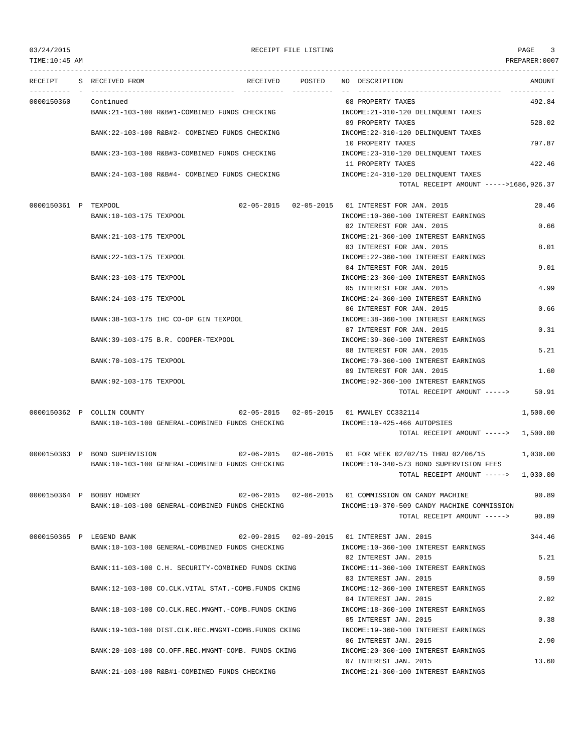RECEIPT FILE LISTING

| RECEIPT | S | RECEIVED FROM | RECEIVED | POSTED | NO DESCRIPTION | AMOUNT |
|---|---|---|---|---|---|---|
| 0000150360 | | Continued | | | 08 PROPERTY TAXES | 492.84 |
| | | BANK:21-103-100 R&B#1-COMBINED FUNDS CHECKING | | | INCOME:21-310-120 DELINQUENT TAXES | |
| | | | | | 09 PROPERTY TAXES | 528.02 |
| | | BANK:22-103-100 R&B#2- COMBINED FUNDS CHECKING | | | INCOME:22-310-120 DELINQUENT TAXES | |
| | | | | | 10 PROPERTY TAXES | 797.87 |
| | | BANK:23-103-100 R&B#3-COMBINED FUNDS CHECKING | | | INCOME:23-310-120 DELINQUENT TAXES | |
| | | | | | 11 PROPERTY TAXES | 422.46 |
| | | BANK:24-103-100 R&B#4- COMBINED FUNDS CHECKING | | | INCOME:24-310-120 DELINQUENT TAXES | |
| | | | | | TOTAL RECEIPT AMOUNT -----> | 1686,926.37 |
| 0000150361 | P | TEXPOOL | 02-05-2015 | 02-05-2015 | 01 INTEREST FOR JAN. 2015 | 20.46 |
| | | BANK:10-103-175 TEXPOOL | | | INCOME:10-360-100 INTEREST EARNINGS | |
| | | | | | 02 INTEREST FOR JAN. 2015 | 0.66 |
| | | BANK:21-103-175 TEXPOOL | | | INCOME:21-360-100 INTEREST EARNINGS | |
| | | | | | 03 INTEREST FOR JAN. 2015 | 8.01 |
| | | BANK:22-103-175 TEXPOOL | | | INCOME:22-360-100 INTEREST EARNINGS | |
| | | | | | 04 INTEREST FOR JAN. 2015 | 9.01 |
| | | BANK:23-103-175 TEXPOOL | | | INCOME:23-360-100 INTEREST EARNINGS | |
| | | | | | 05 INTEREST FOR JAN. 2015 | 4.99 |
| | | BANK:24-103-175 TEXPOOL | | | INCOME:24-360-100 INTEREST EARNING | |
| | | | | | 06 INTEREST FOR JAN. 2015 | 0.66 |
| | | BANK:38-103-175 IHC CO-OP GIN TEXPOOL | | | INCOME:38-360-100 INTEREST EARNINGS | |
| | | | | | 07 INTEREST FOR JAN. 2015 | 0.31 |
| | | BANK:39-103-175 B.R. COOPER-TEXPOOL | | | INCOME:39-360-100 INTEREST EARNINGS | |
| | | | | | 08 INTEREST FOR JAN. 2015 | 5.21 |
| | | BANK:70-103-175 TEXPOOL | | | INCOME:70-360-100 INTEREST EARNINGS | |
| | | | | | 09 INTEREST FOR JAN. 2015 | 1.60 |
| | | BANK:92-103-175 TEXPOOL | | | INCOME:92-360-100 INTEREST EARNINGS | |
| | | | | | TOTAL RECEIPT AMOUNT -----> | 50.91 |
| 0000150362 | P | COLLIN COUNTY | 02-05-2015 | 02-05-2015 | 01 MANLEY CC332114 | 1,500.00 |
| | | BANK:10-103-100 GENERAL-COMBINED FUNDS CHECKING | | | INCOME:10-425-466 AUTOPSIES | |
| | | | | | TOTAL RECEIPT AMOUNT -----> | 1,500.00 |
| 0000150363 | P | BOND SUPERVISION | 02-06-2015 | 02-06-2015 | 01 FOR WEEK 02/02/15 THRU 02/06/15 | 1,030.00 |
| | | BANK:10-103-100 GENERAL-COMBINED FUNDS CHECKING | | | INCOME:10-340-573 BOND SUPERVISION FEES | |
| | | | | | TOTAL RECEIPT AMOUNT -----> | 1,030.00 |
| 0000150364 | P | BOBBY HOWERY | 02-06-2015 | 02-06-2015 | 01 COMMISSION ON CANDY MACHINE | 90.89 |
| | | BANK:10-103-100 GENERAL-COMBINED FUNDS CHECKING | | | INCOME:10-370-509 CANDY MACHINE COMMISSION | |
| | | | | | TOTAL RECEIPT AMOUNT -----> | 90.89 |
| 0000150365 | P | LEGEND BANK | 02-09-2015 | 02-09-2015 | 01 INTEREST JAN. 2015 | 344.46 |
| | | BANK:10-103-100 GENERAL-COMBINED FUNDS CHECKING | | | INCOME:10-360-100 INTEREST EARNINGS | |
| | | | | | 02 INTEREST JAN. 2015 | 5.21 |
| | | BANK:11-103-100 C.H. SECURITY-COMBINED FUNDS CKING | | | INCOME:11-360-100 INTEREST EARNINGS | |
| | | | | | 03 INTEREST JAN. 2015 | 0.59 |
| | | BANK:12-103-100 CO.CLK.VITAL STAT.-COMB.FUNDS CKING | | | INCOME:12-360-100 INTEREST EARNINGS | |
| | | | | | 04 INTEREST JAN. 2015 | 2.02 |
| | | BANK:18-103-100 CO.CLK.REC.MNGMT.-COMB.FUNDS CKING | | | INCOME:18-360-100 INTEREST EARNINGS | |
| | | | | | 05 INTEREST JAN. 2015 | 0.38 |
| | | BANK:19-103-100 DIST.CLK.REC.MNGMT-COMB.FUNDS CKING | | | INCOME:19-360-100 INTEREST EARNINGS | |
| | | | | | 06 INTEREST JAN. 2015 | 2.90 |
| | | BANK:20-103-100 CO.OFF.REC.MNGMT-COMB. FUNDS CKING | | | INCOME:20-360-100 INTEREST EARNINGS | |
| | | | | | 07 INTEREST JAN. 2015 | 13.60 |
| | | BANK:21-103-100 R&B#1-COMBINED FUNDS CHECKING | | | INCOME:21-360-100 INTEREST EARNINGS | |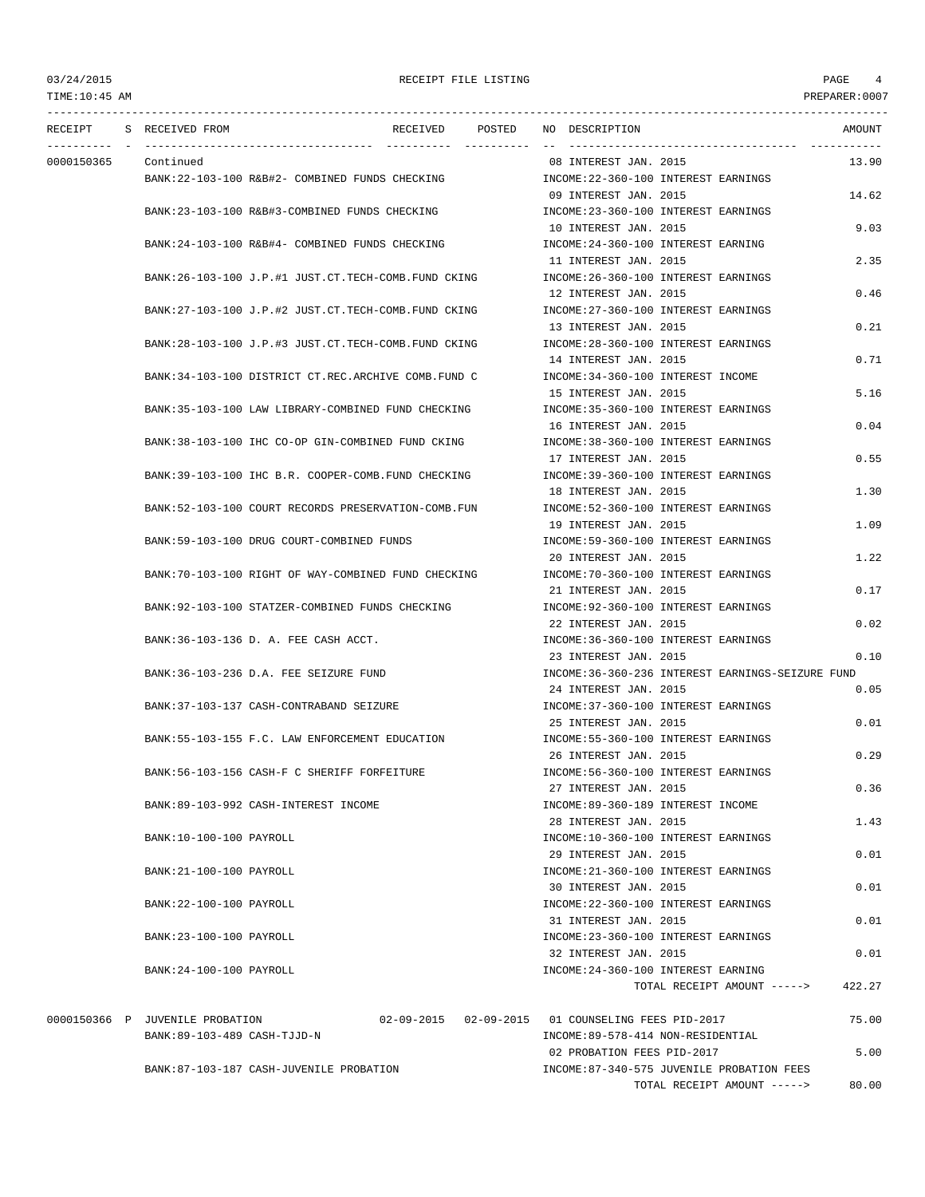RECEIPT FILE LISTING

| RECEIPT | S | RECEIVED FROM | RECEIVED | POSTED | NO | DESCRIPTION | AMOUNT |
|---|---|---|---|---|---|---|---|
| 0000150365 | | Continued | | | 08 | INTEREST JAN. 2015 | 13.90 |
| | | BANK:22-103-100 R&B#2- COMBINED FUNDS CHECKING | | | | INCOME:22-360-100 INTEREST EARNINGS | |
| | | | | | 09 | INTEREST JAN. 2015 | 14.62 |
| | | BANK:23-103-100 R&B#3-COMBINED FUNDS CHECKING | | | | INCOME:23-360-100 INTEREST EARNINGS | |
| | | | | | 10 | INTEREST JAN. 2015 | 9.03 |
| | | BANK:24-103-100 R&B#4- COMBINED FUNDS CHECKING | | | | INCOME:24-360-100 INTEREST EARNING | |
| | | | | | 11 | INTEREST JAN. 2015 | 2.35 |
| | | BANK:26-103-100 J.P.#1 JUST.CT.TECH-COMB.FUND CKING | | | | INCOME:26-360-100 INTEREST EARNINGS | |
| | | | | | 12 | INTEREST JAN. 2015 | 0.46 |
| | | BANK:27-103-100 J.P.#2 JUST.CT.TECH-COMB.FUND CKING | | | | INCOME:27-360-100 INTEREST EARNINGS | |
| | | | | | 13 | INTEREST JAN. 2015 | 0.21 |
| | | BANK:28-103-100 J.P.#3 JUST.CT.TECH-COMB.FUND CKING | | | | INCOME:28-360-100 INTEREST EARNINGS | |
| | | | | | 14 | INTEREST JAN. 2015 | 0.71 |
| | | BANK:34-103-100 DISTRICT CT.REC.ARCHIVE COMB.FUND C | | | | INCOME:34-360-100 INTEREST INCOME | |
| | | | | | 15 | INTEREST JAN. 2015 | 5.16 |
| | | BANK:35-103-100 LAW LIBRARY-COMBINED FUND CHECKING | | | | INCOME:35-360-100 INTEREST EARNINGS | |
| | | | | | 16 | INTEREST JAN. 2015 | 0.04 |
| | | BANK:38-103-100 IHC CO-OP GIN-COMBINED FUND CKING | | | | INCOME:38-360-100 INTEREST EARNINGS | |
| | | | | | 17 | INTEREST JAN. 2015 | 0.55 |
| | | BANK:39-103-100 IHC B.R. COOPER-COMB.FUND CHECKING | | | | INCOME:39-360-100 INTEREST EARNINGS | |
| | | | | | 18 | INTEREST JAN. 2015 | 1.30 |
| | | BANK:52-103-100 COURT RECORDS PRESERVATION-COMB.FUN | | | | INCOME:52-360-100 INTEREST EARNINGS | |
| | | | | | 19 | INTEREST JAN. 2015 | 1.09 |
| | | BANK:59-103-100 DRUG COURT-COMBINED FUNDS | | | | INCOME:59-360-100 INTEREST EARNINGS | |
| | | | | | 20 | INTEREST JAN. 2015 | 1.22 |
| | | BANK:70-103-100 RIGHT OF WAY-COMBINED FUND CHECKING | | | | INCOME:70-360-100 INTEREST EARNINGS | |
| | | | | | 21 | INTEREST JAN. 2015 | 0.17 |
| | | BANK:92-103-100 STATZER-COMBINED FUNDS CHECKING | | | | INCOME:92-360-100 INTEREST EARNINGS | |
| | | | | | 22 | INTEREST JAN. 2015 | 0.02 |
| | | BANK:36-103-136 D. A. FEE CASH ACCT. | | | | INCOME:36-360-100 INTEREST EARNINGS | |
| | | | | | 23 | INTEREST JAN. 2015 | 0.10 |
| | | BANK:36-103-236 D.A. FEE SEIZURE FUND | | | | INCOME:36-360-236 INTEREST EARNINGS-SEIZURE FUND | |
| | | | | | 24 | INTEREST JAN. 2015 | 0.05 |
| | | BANK:37-103-137 CASH-CONTRABAND SEIZURE | | | | INCOME:37-360-100 INTEREST EARNINGS | |
| | | | | | 25 | INTEREST JAN. 2015 | 0.01 |
| | | BANK:55-103-155 F.C. LAW ENFORCEMENT EDUCATION | | | | INCOME:55-360-100 INTEREST EARNINGS | |
| | | | | | 26 | INTEREST JAN. 2015 | 0.29 |
| | | BANK:56-103-156 CASH-F C SHERIFF FORFEITURE | | | | INCOME:56-360-100 INTEREST EARNINGS | |
| | | | | | 27 | INTEREST JAN. 2015 | 0.36 |
| | | BANK:89-103-992 CASH-INTEREST INCOME | | | | INCOME:89-360-189 INTEREST INCOME | |
| | | | | | 28 | INTEREST JAN. 2015 | 1.43 |
| | | BANK:10-100-100 PAYROLL | | | | INCOME:10-360-100 INTEREST EARNINGS | |
| | | | | | 29 | INTEREST JAN. 2015 | 0.01 |
| | | BANK:21-100-100 PAYROLL | | | | INCOME:21-360-100 INTEREST EARNINGS | |
| | | | | | 30 | INTEREST JAN. 2015 | 0.01 |
| | | BANK:22-100-100 PAYROLL | | | | INCOME:22-360-100 INTEREST EARNINGS | |
| | | | | | 31 | INTEREST JAN. 2015 | 0.01 |
| | | BANK:23-100-100 PAYROLL | | | | INCOME:23-360-100 INTEREST EARNINGS | |
| | | | | | 32 | INTEREST JAN. 2015 | 0.01 |
| | | BANK:24-100-100 PAYROLL | | | | INCOME:24-360-100 INTEREST EARNING | |
| | | | | | | TOTAL RECEIPT AMOUNT -----> | 422.27 |
| 0000150366 | P | JUVENILE PROBATION | 02-09-2015 | 02-09-2015 | 01 | COUNSELING FEES PID-2017 | 75.00 |
| | | BANK:89-103-489 CASH-TJJD-N | | | | INCOME:89-578-414 NON-RESIDENTIAL | |
| | | | | | 02 | PROBATION FEES PID-2017 | 5.00 |
| | | BANK:87-103-187 CASH-JUVENILE PROBATION | | | | INCOME:87-340-575 JUVENILE PROBATION FEES | |
| | | | | | | TOTAL RECEIPT AMOUNT -----> | 80.00 |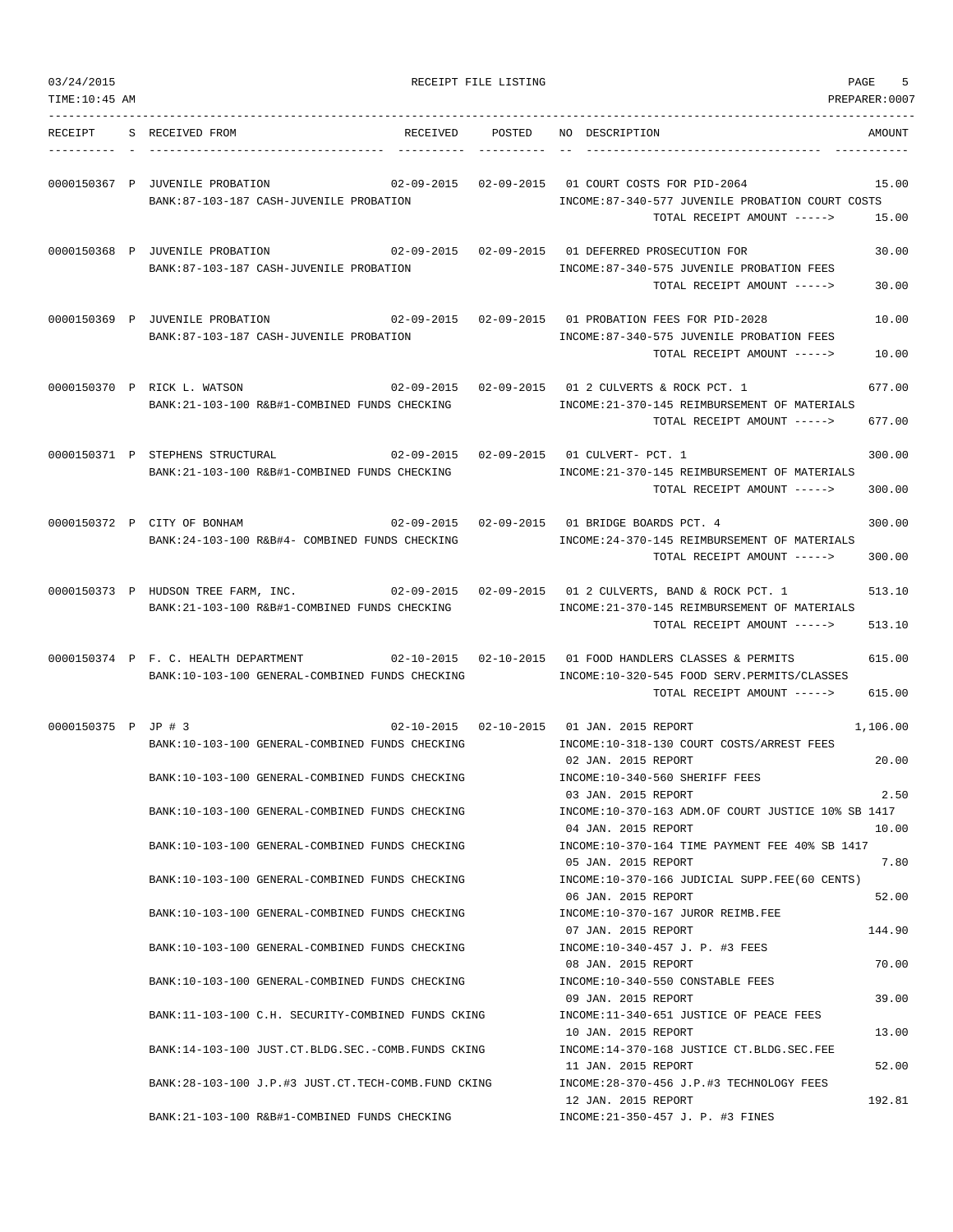RECEIPT FILE LISTING

| RECEIPT | S | RECEIVED FROM | RECEIVED | POSTED | NO | DESCRIPTION | AMOUNT |
|---|---|---|---|---|---|---|---|
| 0000150367 | P | JUVENILE PROBATION | 02-09-2015 | 02-09-2015 | 01 | COURT COSTS FOR PID-2064 | 15.00 |
| | | BANK:87-103-187 CASH-JUVENILE PROBATION | | | | INCOME:87-340-577 JUVENILE PROBATION COURT COSTS | |
| | | | | | | TOTAL RECEIPT AMOUNT -----> | 15.00 |
| 0000150368 | P | JUVENILE PROBATION | 02-09-2015 | 02-09-2015 | 01 | DEFERRED PROSECUTION FOR | 30.00 |
| | | BANK:87-103-187 CASH-JUVENILE PROBATION | | | | INCOME:87-340-575 JUVENILE PROBATION FEES | |
| | | | | | | TOTAL RECEIPT AMOUNT -----> | 30.00 |
| 0000150369 | P | JUVENILE PROBATION | 02-09-2015 | 02-09-2015 | 01 | PROBATION FEES FOR PID-2028 | 10.00 |
| | | BANK:87-103-187 CASH-JUVENILE PROBATION | | | | INCOME:87-340-575 JUVENILE PROBATION FEES | |
| | | | | | | TOTAL RECEIPT AMOUNT -----> | 10.00 |
| 0000150370 | P | RICK L. WATSON | 02-09-2015 | 02-09-2015 | 01 | 2 CULVERTS & ROCK PCT. 1 | 677.00 |
| | | BANK:21-103-100 R&B#1-COMBINED FUNDS CHECKING | | | | INCOME:21-370-145 REIMBURSEMENT OF MATERIALS | |
| | | | | | | TOTAL RECEIPT AMOUNT -----> | 677.00 |
| 0000150371 | P | STEPHENS STRUCTURAL | 02-09-2015 | 02-09-2015 | 01 | CULVERT- PCT. 1 | 300.00 |
| | | BANK:21-103-100 R&B#1-COMBINED FUNDS CHECKING | | | | INCOME:21-370-145 REIMBURSEMENT OF MATERIALS | |
| | | | | | | TOTAL RECEIPT AMOUNT -----> | 300.00 |
| 0000150372 | P | CITY OF BONHAM | 02-09-2015 | 02-09-2015 | 01 | BRIDGE BOARDS PCT. 4 | 300.00 |
| | | BANK:24-103-100 R&B#4- COMBINED FUNDS CHECKING | | | | INCOME:24-370-145 REIMBURSEMENT OF MATERIALS | |
| | | | | | | TOTAL RECEIPT AMOUNT -----> | 300.00 |
| 0000150373 | P | HUDSON TREE FARM, INC. | 02-09-2015 | 02-09-2015 | 01 | 2 CULVERTS, BAND & ROCK PCT. 1 | 513.10 |
| | | BANK:21-103-100 R&B#1-COMBINED FUNDS CHECKING | | | | INCOME:21-370-145 REIMBURSEMENT OF MATERIALS | |
| | | | | | | TOTAL RECEIPT AMOUNT -----> | 513.10 |
| 0000150374 | P | F. C. HEALTH DEPARTMENT | 02-10-2015 | 02-10-2015 | 01 | FOOD HANDLERS CLASSES & PERMITS | 615.00 |
| | | BANK:10-103-100 GENERAL-COMBINED FUNDS CHECKING | | | | INCOME:10-320-545 FOOD SERV.PERMITS/CLASSES | |
| | | | | | | TOTAL RECEIPT AMOUNT -----> | 615.00 |
| 0000150375 | P | JP # 3 | 02-10-2015 | 02-10-2015 | 01 | JAN. 2015 REPORT | 1,106.00 |
| | | BANK:10-103-100 GENERAL-COMBINED FUNDS CHECKING | | | | INCOME:10-318-130 COURT COSTS/ARREST FEES | |
| | | | | | 02 | JAN. 2015 REPORT | 20.00 |
| | | BANK:10-103-100 GENERAL-COMBINED FUNDS CHECKING | | | | INCOME:10-340-560 SHERIFF FEES | |
| | | | | | 03 | JAN. 2015 REPORT | 2.50 |
| | | BANK:10-103-100 GENERAL-COMBINED FUNDS CHECKING | | | | INCOME:10-370-163 ADM.OF COURT JUSTICE 10% SB 1417 | |
| | | | | | 04 | JAN. 2015 REPORT | 10.00 |
| | | BANK:10-103-100 GENERAL-COMBINED FUNDS CHECKING | | | | INCOME:10-370-164 TIME PAYMENT FEE 40% SB 1417 | |
| | | | | | 05 | JAN. 2015 REPORT | 7.80 |
| | | BANK:10-103-100 GENERAL-COMBINED FUNDS CHECKING | | | | INCOME:10-370-166 JUDICIAL SUPP.FEE(60 CENTS) | |
| | | | | | 06 | JAN. 2015 REPORT | 52.00 |
| | | BANK:10-103-100 GENERAL-COMBINED FUNDS CHECKING | | | | INCOME:10-370-167 JUROR REIMB.FEE | |
| | | | | | 07 | JAN. 2015 REPORT | 144.90 |
| | | BANK:10-103-100 GENERAL-COMBINED FUNDS CHECKING | | | | INCOME:10-340-457 J. P. #3 FEES | |
| | | | | | 08 | JAN. 2015 REPORT | 70.00 |
| | | BANK:10-103-100 GENERAL-COMBINED FUNDS CHECKING | | | | INCOME:10-340-550 CONSTABLE FEES | |
| | | | | | 09 | JAN. 2015 REPORT | 39.00 |
| | | BANK:11-103-100 C.H. SECURITY-COMBINED FUNDS CKING | | | | INCOME:11-340-651 JUSTICE OF PEACE FEES | |
| | | | | | 10 | JAN. 2015 REPORT | 13.00 |
| | | BANK:14-103-100 JUST.CT.BLDG.SEC.-COMB.FUNDS CKING | | | | INCOME:14-370-168 JUSTICE CT.BLDG.SEC.FEE | |
| | | | | | 11 | JAN. 2015 REPORT | 52.00 |
| | | BANK:28-103-100 J.P.#3 JUST.CT.TECH-COMB.FUND CKING | | | | INCOME:28-370-456 J.P.#3 TECHNOLOGY FEES | |
| | | | | | 12 | JAN. 2015 REPORT | 192.81 |
| | | BANK:21-103-100 R&B#1-COMBINED FUNDS CHECKING | | | | INCOME:21-350-457 J. P. #3 FINES | |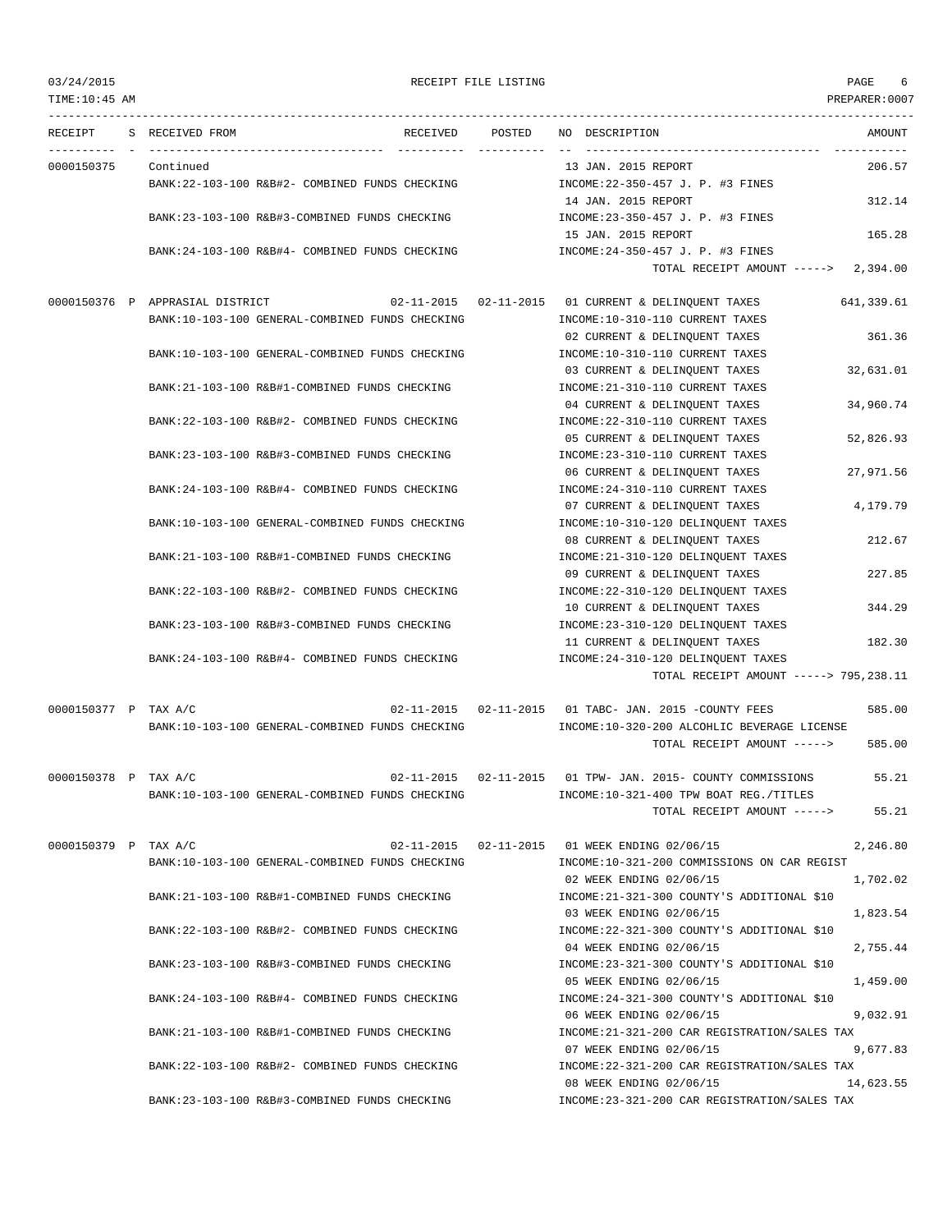RECEIPT FILE LISTING

| RECEIPT | S | RECEIVED FROM | RECEIVED | POSTED | NO | DESCRIPTION | AMOUNT |
|---|---|---|---|---|---|---|---|
| 0000150375 | | Continued | | | 13 | JAN. 2015 REPORT | 206.57 |
| | | BANK:22-103-100 R&B#2- COMBINED FUNDS CHECKING | | | | INCOME:22-350-457 J. P. #3 FINES | |
| | | | | | 14 | JAN. 2015 REPORT | 312.14 |
| | | BANK:23-103-100 R&B#3-COMBINED FUNDS CHECKING | | | | INCOME:23-350-457 J. P. #3 FINES | |
| | | | | | 15 | JAN. 2015 REPORT | 165.28 |
| | | BANK:24-103-100 R&B#4- COMBINED FUNDS CHECKING | | | | INCOME:24-350-457 J. P. #3 FINES | |
| | | | | | | TOTAL RECEIPT AMOUNT -----> | 2,394.00 |
| 0000150376 | P | APPRASIAL DISTRICT | 02-11-2015 | 02-11-2015 | 01 | CURRENT & DELINQUENT TAXES | 641,339.61 |
| | | BANK:10-103-100 GENERAL-COMBINED FUNDS CHECKING | | | | INCOME:10-310-110 CURRENT TAXES | |
| | | | | | 02 | CURRENT & DELINQUENT TAXES | 361.36 |
| | | BANK:10-103-100 GENERAL-COMBINED FUNDS CHECKING | | | | INCOME:10-310-110 CURRENT TAXES | |
| | | | | | 03 | CURRENT & DELINQUENT TAXES | 32,631.01 |
| | | BANK:21-103-100 R&B#1-COMBINED FUNDS CHECKING | | | | INCOME:21-310-110 CURRENT TAXES | |
| | | | | | 04 | CURRENT & DELINQUENT TAXES | 34,960.74 |
| | | BANK:22-103-100 R&B#2- COMBINED FUNDS CHECKING | | | | INCOME:22-310-110 CURRENT TAXES | |
| | | | | | 05 | CURRENT & DELINQUENT TAXES | 52,826.93 |
| | | BANK:23-103-100 R&B#3-COMBINED FUNDS CHECKING | | | | INCOME:23-310-110 CURRENT TAXES | |
| | | | | | 06 | CURRENT & DELINQUENT TAXES | 27,971.56 |
| | | BANK:24-103-100 R&B#4- COMBINED FUNDS CHECKING | | | | INCOME:24-310-110 CURRENT TAXES | |
| | | | | | 07 | CURRENT & DELINQUENT TAXES | 4,179.79 |
| | | BANK:10-103-100 GENERAL-COMBINED FUNDS CHECKING | | | | INCOME:10-310-120 DELINQUENT TAXES | |
| | | | | | 08 | CURRENT & DELINQUENT TAXES | 212.67 |
| | | BANK:21-103-100 R&B#1-COMBINED FUNDS CHECKING | | | | INCOME:21-310-120 DELINQUENT TAXES | |
| | | | | | 09 | CURRENT & DELINQUENT TAXES | 227.85 |
| | | BANK:22-103-100 R&B#2- COMBINED FUNDS CHECKING | | | | INCOME:22-310-120 DELINQUENT TAXES | |
| | | | | | 10 | CURRENT & DELINQUENT TAXES | 344.29 |
| | | BANK:23-103-100 R&B#3-COMBINED FUNDS CHECKING | | | | INCOME:23-310-120 DELINQUENT TAXES | |
| | | | | | 11 | CURRENT & DELINQUENT TAXES | 182.30 |
| | | BANK:24-103-100 R&B#4- COMBINED FUNDS CHECKING | | | | INCOME:24-310-120 DELINQUENT TAXES | |
| | | | | | | TOTAL RECEIPT AMOUNT -----> | 795,238.11 |
| 0000150377 | P | TAX A/C | 02-11-2015 | 02-11-2015 | 01 | TABC- JAN. 2015 -COUNTY FEES | 585.00 |
| | | BANK:10-103-100 GENERAL-COMBINED FUNDS CHECKING | | | | INCOME:10-320-200 ALCOHLIC BEVERAGE LICENSE | |
| | | | | | | TOTAL RECEIPT AMOUNT -----> | 585.00 |
| 0000150378 | P | TAX A/C | 02-11-2015 | 02-11-2015 | 01 | TPW- JAN. 2015- COUNTY COMMISSIONS | 55.21 |
| | | BANK:10-103-100 GENERAL-COMBINED FUNDS CHECKING | | | | INCOME:10-321-400 TPW BOAT REG./TITLES | |
| | | | | | | TOTAL RECEIPT AMOUNT -----> | 55.21 |
| 0000150379 | P | TAX A/C | 02-11-2015 | 02-11-2015 | 01 | WEEK ENDING 02/06/15 | 2,246.80 |
| | | BANK:10-103-100 GENERAL-COMBINED FUNDS CHECKING | | | | INCOME:10-321-200 COMMISSIONS ON CAR REGIST | |
| | | | | | 02 | WEEK ENDING 02/06/15 | 1,702.02 |
| | | BANK:21-103-100 R&B#1-COMBINED FUNDS CHECKING | | | | INCOME:21-321-300 COUNTY'S ADDITIONAL $10 | |
| | | | | | 03 | WEEK ENDING 02/06/15 | 1,823.54 |
| | | BANK:22-103-100 R&B#2- COMBINED FUNDS CHECKING | | | | INCOME:22-321-300 COUNTY'S ADDITIONAL $10 | |
| | | | | | 04 | WEEK ENDING 02/06/15 | 2,755.44 |
| | | BANK:23-103-100 R&B#3-COMBINED FUNDS CHECKING | | | | INCOME:23-321-300 COUNTY'S ADDITIONAL $10 | |
| | | | | | 05 | WEEK ENDING 02/06/15 | 1,459.00 |
| | | BANK:24-103-100 R&B#4- COMBINED FUNDS CHECKING | | | | INCOME:24-321-300 COUNTY'S ADDITIONAL $10 | |
| | | | | | 06 | WEEK ENDING 02/06/15 | 9,032.91 |
| | | BANK:21-103-100 R&B#1-COMBINED FUNDS CHECKING | | | | INCOME:21-321-200 CAR REGISTRATION/SALES TAX | |
| | | | | | 07 | WEEK ENDING 02/06/15 | 9,677.83 |
| | | BANK:22-103-100 R&B#2- COMBINED FUNDS CHECKING | | | | INCOME:22-321-200 CAR REGISTRATION/SALES TAX | |
| | | | | | 08 | WEEK ENDING 02/06/15 | 14,623.55 |
| | | BANK:23-103-100 R&B#3-COMBINED FUNDS CHECKING | | | | INCOME:23-321-200 CAR REGISTRATION/SALES TAX | |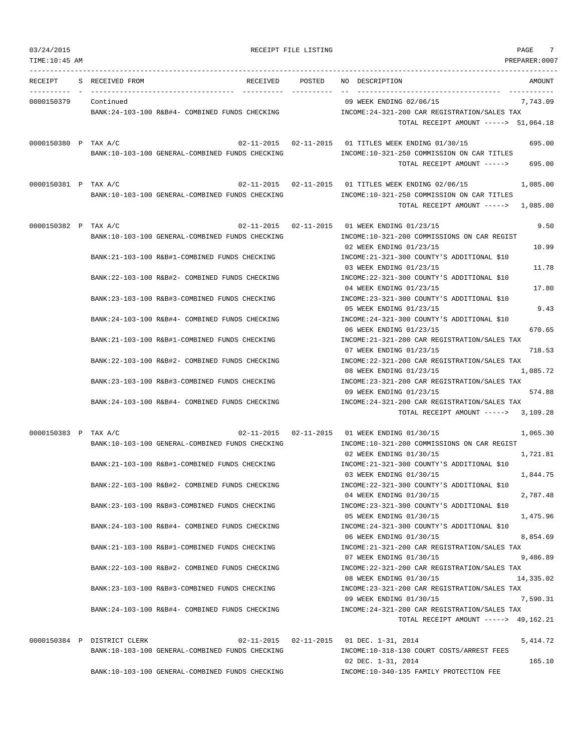RECEIPT FILE LISTING

| RECEIPT | S | RECEIVED FROM | RECEIVED | POSTED | NO | DESCRIPTION | AMOUNT |
|---|---|---|---|---|---|---|---|
| 0000150379 | | Continued | | | 09 | WEEK ENDING 02/06/15 | 7,743.09 |
| | | BANK:24-103-100 R&B#4- COMBINED FUNDS CHECKING | | | | INCOME:24-321-200 CAR REGISTRATION/SALES TAX | |
| | | | | | | TOTAL RECEIPT AMOUNT -----> | 51,064.18 |
| 0000150380 | P | TAX A/C | 02-11-2015 | 02-11-2015 | 01 | TITLES WEEK ENDING 01/30/15 | 695.00 |
| | | BANK:10-103-100 GENERAL-COMBINED FUNDS CHECKING | | | | INCOME:10-321-250 COMMISSION ON CAR TITLES | |
| | | | | | | TOTAL RECEIPT AMOUNT -----> | 695.00 |
| 0000150381 | P | TAX A/C | 02-11-2015 | 02-11-2015 | 01 | TITLES WEEK ENDING 02/06/15 | 1,085.00 |
| | | BANK:10-103-100 GENERAL-COMBINED FUNDS CHECKING | | | | INCOME:10-321-250 COMMISSION ON CAR TITLES | |
| | | | | | | TOTAL RECEIPT AMOUNT -----> | 1,085.00 |
| 0000150382 | P | TAX A/C | 02-11-2015 | 02-11-2015 | 01 | WEEK ENDING 01/23/15 | 9.50 |
| | | BANK:10-103-100 GENERAL-COMBINED FUNDS CHECKING | | | | INCOME:10-321-200 COMMISSIONS ON CAR REGIST | |
| | | | | | 02 | WEEK ENDING 01/23/15 | 10.99 |
| | | BANK:21-103-100 R&B#1-COMBINED FUNDS CHECKING | | | | INCOME:21-321-300 COUNTY'S ADDITIONAL $10 | |
| | | | | | 03 | WEEK ENDING 01/23/15 | 11.78 |
| | | BANK:22-103-100 R&B#2- COMBINED FUNDS CHECKING | | | | INCOME:22-321-300 COUNTY'S ADDITIONAL $10 | |
| | | | | | 04 | WEEK ENDING 01/23/15 | 17.80 |
| | | BANK:23-103-100 R&B#3-COMBINED FUNDS CHECKING | | | | INCOME:23-321-300 COUNTY'S ADDITIONAL $10 | |
| | | | | | 05 | WEEK ENDING 01/23/15 | 9.43 |
| | | BANK:24-103-100 R&B#4- COMBINED FUNDS CHECKING | | | | INCOME:24-321-300 COUNTY'S ADDITIONAL $10 | |
| | | | | | 06 | WEEK ENDING 01/23/15 | 670.65 |
| | | BANK:21-103-100 R&B#1-COMBINED FUNDS CHECKING | | | | INCOME:21-321-200 CAR REGISTRATION/SALES TAX | |
| | | | | | 07 | WEEK ENDING 01/23/15 | 718.53 |
| | | BANK:22-103-100 R&B#2- COMBINED FUNDS CHECKING | | | | INCOME:22-321-200 CAR REGISTRATION/SALES TAX | |
| | | | | | 08 | WEEK ENDING 01/23/15 | 1,085.72 |
| | | BANK:23-103-100 R&B#3-COMBINED FUNDS CHECKING | | | | INCOME:23-321-200 CAR REGISTRATION/SALES TAX | |
| | | | | | 09 | WEEK ENDING 01/23/15 | 574.88 |
| | | BANK:24-103-100 R&B#4- COMBINED FUNDS CHECKING | | | | INCOME:24-321-200 CAR REGISTRATION/SALES TAX | |
| | | | | | | TOTAL RECEIPT AMOUNT -----> | 3,109.28 |
| 0000150383 | P | TAX A/C | 02-11-2015 | 02-11-2015 | 01 | WEEK ENDING 01/30/15 | 1,065.30 |
| | | BANK:10-103-100 GENERAL-COMBINED FUNDS CHECKING | | | | INCOME:10-321-200 COMMISSIONS ON CAR REGIST | |
| | | | | | 02 | WEEK ENDING 01/30/15 | 1,721.81 |
| | | BANK:21-103-100 R&B#1-COMBINED FUNDS CHECKING | | | | INCOME:21-321-300 COUNTY'S ADDITIONAL $10 | |
| | | | | | 03 | WEEK ENDING 01/30/15 | 1,844.75 |
| | | BANK:22-103-100 R&B#2- COMBINED FUNDS CHECKING | | | | INCOME:22-321-300 COUNTY'S ADDITIONAL $10 | |
| | | | | | 04 | WEEK ENDING 01/30/15 | 2,787.48 |
| | | BANK:23-103-100 R&B#3-COMBINED FUNDS CHECKING | | | | INCOME:23-321-300 COUNTY'S ADDITIONAL $10 | |
| | | | | | 05 | WEEK ENDING 01/30/15 | 1,475.96 |
| | | BANK:24-103-100 R&B#4- COMBINED FUNDS CHECKING | | | | INCOME:24-321-300 COUNTY'S ADDITIONAL $10 | |
| | | | | | 06 | WEEK ENDING 01/30/15 | 8,854.69 |
| | | BANK:21-103-100 R&B#1-COMBINED FUNDS CHECKING | | | | INCOME:21-321-200 CAR REGISTRATION/SALES TAX | |
| | | | | | 07 | WEEK ENDING 01/30/15 | 9,486.89 |
| | | BANK:22-103-100 R&B#2- COMBINED FUNDS CHECKING | | | | INCOME:22-321-200 CAR REGISTRATION/SALES TAX | |
| | | | | | 08 | WEEK ENDING 01/30/15 | 14,335.02 |
| | | BANK:23-103-100 R&B#3-COMBINED FUNDS CHECKING | | | | INCOME:23-321-200 CAR REGISTRATION/SALES TAX | |
| | | | | | 09 | WEEK ENDING 01/30/15 | 7,590.31 |
| | | BANK:24-103-100 R&B#4- COMBINED FUNDS CHECKING | | | | INCOME:24-321-200 CAR REGISTRATION/SALES TAX | |
| | | | | | | TOTAL RECEIPT AMOUNT -----> | 49,162.21 |
| 0000150384 | P | DISTRICT CLERK | 02-11-2015 | 02-11-2015 | 01 | DEC. 1-31, 2014 | 5,414.72 |
| | | BANK:10-103-100 GENERAL-COMBINED FUNDS CHECKING | | | | INCOME:10-318-130 COURT COSTS/ARREST FEES | |
| | | | | | 02 | DEC. 1-31, 2014 | 165.10 |
| | | BANK:10-103-100 GENERAL-COMBINED FUNDS CHECKING | | | | INCOME:10-340-135 FAMILY PROTECTION FEE | |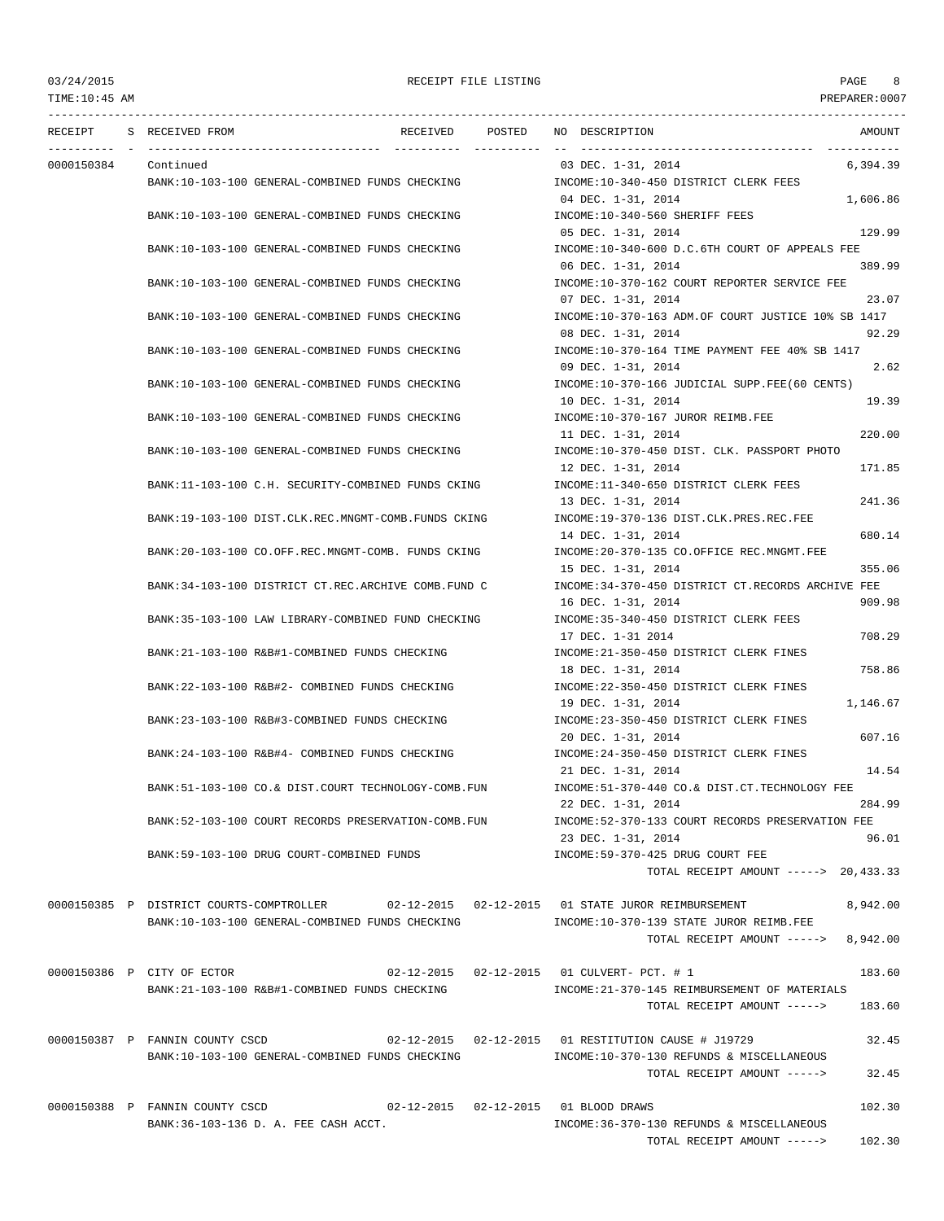RECEIPT FILE LISTING

| RECEIPT | S | RECEIVED FROM | RECEIVED | POSTED | NO | DESCRIPTION | AMOUNT |
|---|---|---|---|---|---|---|---|
| 0000150384 | | Continued | | | 03 | DEC. 1-31, 2014 | 6,394.39 |
| | | BANK:10-103-100 GENERAL-COMBINED FUNDS CHECKING | | | | INCOME:10-340-450 DISTRICT CLERK FEES | |
| | | | | | 04 | DEC. 1-31, 2014 | 1,606.86 |
| | | BANK:10-103-100 GENERAL-COMBINED FUNDS CHECKING | | | | INCOME:10-340-560 SHERIFF FEES | |
| | | | | | 05 | DEC. 1-31, 2014 | 129.99 |
| | | BANK:10-103-100 GENERAL-COMBINED FUNDS CHECKING | | | | INCOME:10-340-600 D.C.6TH COURT OF APPEALS FEE | |
| | | | | | 06 | DEC. 1-31, 2014 | 389.99 |
| | | BANK:10-103-100 GENERAL-COMBINED FUNDS CHECKING | | | | INCOME:10-370-162 COURT REPORTER SERVICE FEE | |
| | | | | | 07 | DEC. 1-31, 2014 | 23.07 |
| | | BANK:10-103-100 GENERAL-COMBINED FUNDS CHECKING | | | | INCOME:10-370-163 ADM.OF COURT JUSTICE 10% SB 1417 | |
| | | | | | 08 | DEC. 1-31, 2014 | 92.29 |
| | | BANK:10-103-100 GENERAL-COMBINED FUNDS CHECKING | | | | INCOME:10-370-164 TIME PAYMENT FEE 40% SB 1417 | |
| | | | | | 09 | DEC. 1-31, 2014 | 2.62 |
| | | BANK:10-103-100 GENERAL-COMBINED FUNDS CHECKING | | | | INCOME:10-370-166 JUDICIAL SUPP.FEE(60 CENTS) | |
| | | | | | 10 | DEC. 1-31, 2014 | 19.39 |
| | | BANK:10-103-100 GENERAL-COMBINED FUNDS CHECKING | | | | INCOME:10-370-167 JUROR REIMB.FEE | |
| | | | | | 11 | DEC. 1-31, 2014 | 220.00 |
| | | BANK:10-103-100 GENERAL-COMBINED FUNDS CHECKING | | | | INCOME:10-370-450 DIST. CLK. PASSPORT PHOTO | |
| | | | | | 12 | DEC. 1-31, 2014 | 171.85 |
| | | BANK:11-103-100 C.H. SECURITY-COMBINED FUNDS CKING | | | | INCOME:11-340-650 DISTRICT CLERK FEES | |
| | | | | | 13 | DEC. 1-31, 2014 | 241.36 |
| | | BANK:19-103-100 DIST.CLK.REC.MNGMT-COMB.FUNDS CKING | | | | INCOME:19-370-136 DIST.CLK.PRES.REC.FEE | |
| | | | | | 14 | DEC. 1-31, 2014 | 680.14 |
| | | BANK:20-103-100 CO.OFF.REC.MNGMT-COMB. FUNDS CKING | | | | INCOME:20-370-135 CO.OFFICE REC.MNGMT.FEE | |
| | | | | | 15 | DEC. 1-31, 2014 | 355.06 |
| | | BANK:34-103-100 DISTRICT CT.REC.ARCHIVE COMB.FUND C | | | | INCOME:34-370-450 DISTRICT CT.RECORDS ARCHIVE FEE | |
| | | | | | 16 | DEC. 1-31, 2014 | 909.98 |
| | | BANK:35-103-100 LAW LIBRARY-COMBINED FUND CHECKING | | | | INCOME:35-340-450 DISTRICT CLERK FEES | |
| | | | | | 17 | DEC. 1-31 2014 | 708.29 |
| | | BANK:21-103-100 R&B#1-COMBINED FUNDS CHECKING | | | | INCOME:21-350-450 DISTRICT CLERK FINES | |
| | | | | | 18 | DEC. 1-31, 2014 | 758.86 |
| | | BANK:22-103-100 R&B#2- COMBINED FUNDS CHECKING | | | | INCOME:22-350-450 DISTRICT CLERK FINES | |
| | | | | | 19 | DEC. 1-31, 2014 | 1,146.67 |
| | | BANK:23-103-100 R&B#3-COMBINED FUNDS CHECKING | | | | INCOME:23-350-450 DISTRICT CLERK FINES | |
| | | | | | 20 | DEC. 1-31, 2014 | 607.16 |
| | | BANK:24-103-100 R&B#4- COMBINED FUNDS CHECKING | | | | INCOME:24-350-450 DISTRICT CLERK FINES | |
| | | | | | 21 | DEC. 1-31, 2014 | 14.54 |
| | | BANK:51-103-100 CO.& DIST.COURT TECHNOLOGY-COMB.FUN | | | | INCOME:51-370-440 CO.& DIST.CT.TECHNOLOGY FEE | |
| | | | | | 22 | DEC. 1-31, 2014 | 284.99 |
| | | BANK:52-103-100 COURT RECORDS PRESERVATION-COMB.FUN | | | | INCOME:52-370-133 COURT RECORDS PRESERVATION FEE | |
| | | | | | 23 | DEC. 1-31, 2014 | 96.01 |
| | | BANK:59-103-100 DRUG COURT-COMBINED FUNDS | | | | INCOME:59-370-425 DRUG COURT FEE | |
| | | | | | | TOTAL RECEIPT AMOUNT -----> | 20,433.33 |
| 0000150385 | P | DISTRICT COURTS-COMPTROLLER | 02-12-2015 | 02-12-2015 | 01 | STATE JUROR REIMBURSEMENT | 8,942.00 |
| | | BANK:10-103-100 GENERAL-COMBINED FUNDS CHECKING | | | | INCOME:10-370-139 STATE JUROR REIMB.FEE | |
| | | | | | | TOTAL RECEIPT AMOUNT -----> | 8,942.00 |
| 0000150386 | P | CITY OF ECTOR | 02-12-2015 | 02-12-2015 | 01 | CULVERT- PCT. # 1 | 183.60 |
| | | BANK:21-103-100 R&B#1-COMBINED FUNDS CHECKING | | | | INCOME:21-370-145 REIMBURSEMENT OF MATERIALS | |
| | | | | | | TOTAL RECEIPT AMOUNT -----> | 183.60 |
| 0000150387 | P | FANNIN COUNTY CSCD | 02-12-2015 | 02-12-2015 | 01 | RESTITUTION CAUSE # J19729 | 32.45 |
| | | BANK:10-103-100 GENERAL-COMBINED FUNDS CHECKING | | | | INCOME:10-370-130 REFUNDS & MISCELLANEOUS | |
| | | | | | | TOTAL RECEIPT AMOUNT -----> | 32.45 |
| 0000150388 | P | FANNIN COUNTY CSCD | 02-12-2015 | 02-12-2015 | 01 | BLOOD DRAWS | 102.30 |
| | | BANK:36-103-136 D. A. FEE CASH ACCT. | | | | INCOME:36-370-130 REFUNDS & MISCELLANEOUS | |
| | | | | | | TOTAL RECEIPT AMOUNT -----> | 102.30 |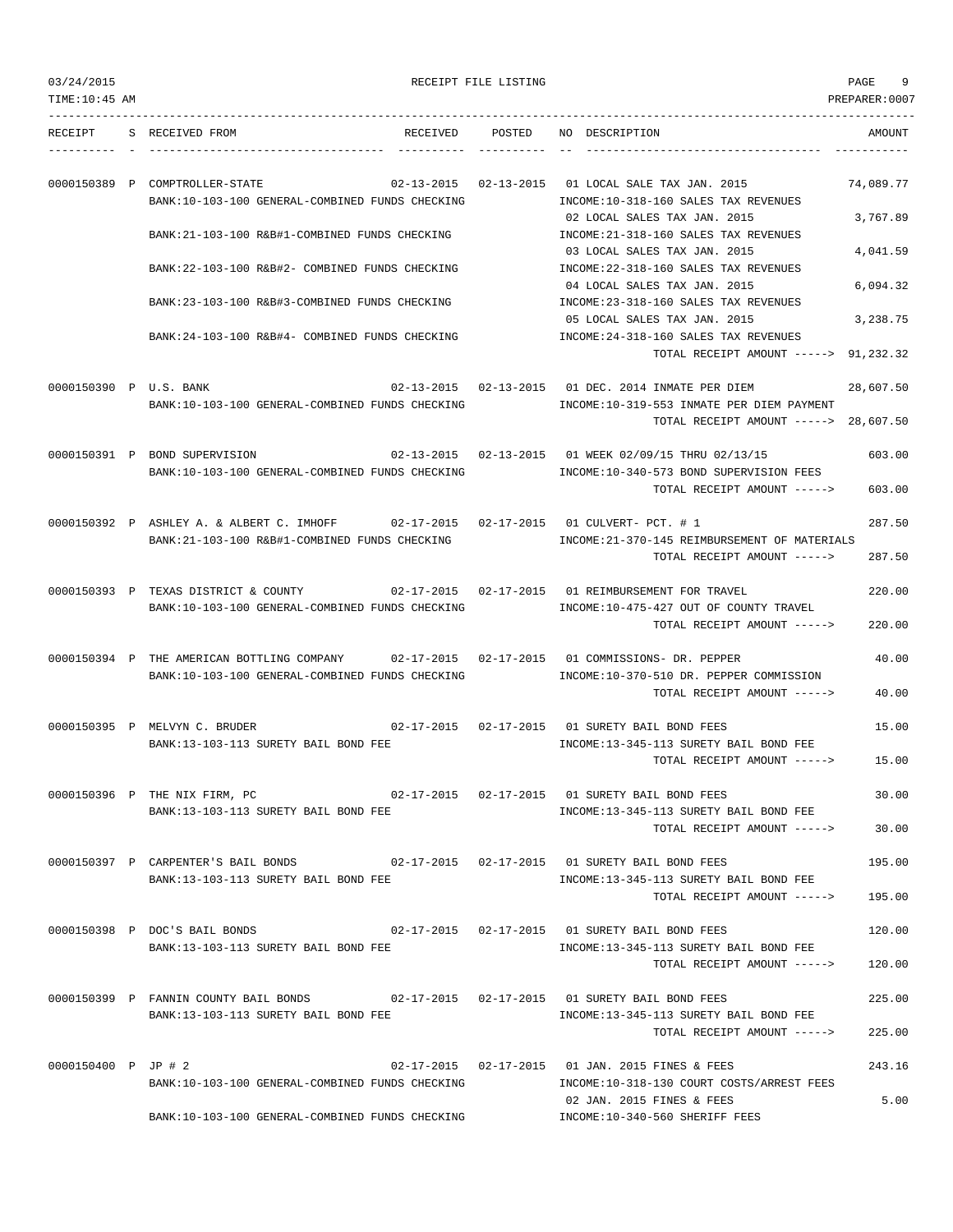03/24/2015 RECEIPT FILE LISTING PAGE 9
TIME:10:45 AM PREPARER:0007

| RECEIPT | S | RECEIVED FROM | RECEIVED | POSTED | NO | DESCRIPTION | AMOUNT |
|---|---|---|---|---|---|---|---|
| 0000150389 | P | COMPTROLLER-STATE | 02-13-2015 | 02-13-2015 | 01 | LOCAL SALE TAX JAN. 2015 | 74,089.77 |
| | | BANK:10-103-100 GENERAL-COMBINED FUNDS CHECKING | | | | INCOME:10-318-160 SALES TAX REVENUES | |
| | | | | | 02 | LOCAL SALES TAX JAN. 2015 | 3,767.89 |
| | | BANK:21-103-100 R&B#1-COMBINED FUNDS CHECKING | | | | INCOME:21-318-160 SALES TAX REVENUES | |
| | | | | | 03 | LOCAL SALES TAX JAN. 2015 | 4,041.59 |
| | | BANK:22-103-100 R&B#2- COMBINED FUNDS CHECKING | | | | INCOME:22-318-160 SALES TAX REVENUES | |
| | | | | | 04 | LOCAL SALES TAX JAN. 2015 | 6,094.32 |
| | | BANK:23-103-100 R&B#3-COMBINED FUNDS CHECKING | | | | INCOME:23-318-160 SALES TAX REVENUES | |
| | | | | | 05 | LOCAL SALES TAX JAN. 2015 | 3,238.75 |
| | | BANK:24-103-100 R&B#4- COMBINED FUNDS CHECKING | | | | INCOME:24-318-160 SALES TAX REVENUES | |
| | | | | | | TOTAL RECEIPT AMOUNT -----> | 91,232.32 |
| 0000150390 | P | U.S. BANK | 02-13-2015 | 02-13-2015 | 01 | DEC. 2014 INMATE PER DIEM | 28,607.50 |
| | | BANK:10-103-100 GENERAL-COMBINED FUNDS CHECKING | | | | INCOME:10-319-553 INMATE PER DIEM PAYMENT | |
| | | | | | | TOTAL RECEIPT AMOUNT -----> | 28,607.50 |
| 0000150391 | P | BOND SUPERVISION | 02-13-2015 | 02-13-2015 | 01 | WEEK 02/09/15 THRU 02/13/15 | 603.00 |
| | | BANK:10-103-100 GENERAL-COMBINED FUNDS CHECKING | | | | INCOME:10-340-573 BOND SUPERVISION FEES | |
| | | | | | | TOTAL RECEIPT AMOUNT -----> | 603.00 |
| 0000150392 | P | ASHLEY A. & ALBERT C. IMHOFF | 02-17-2015 | 02-17-2015 | 01 | CULVERT- PCT. # 1 | 287.50 |
| | | BANK:21-103-100 R&B#1-COMBINED FUNDS CHECKING | | | | INCOME:21-370-145 REIMBURSEMENT OF MATERIALS | |
| | | | | | | TOTAL RECEIPT AMOUNT -----> | 287.50 |
| 0000150393 | P | TEXAS DISTRICT & COUNTY | 02-17-2015 | 02-17-2015 | 01 | REIMBURSEMENT FOR TRAVEL | 220.00 |
| | | BANK:10-103-100 GENERAL-COMBINED FUNDS CHECKING | | | | INCOME:10-475-427 OUT OF COUNTY TRAVEL | |
| | | | | | | TOTAL RECEIPT AMOUNT -----> | 220.00 |
| 0000150394 | P | THE AMERICAN BOTTLING COMPANY | 02-17-2015 | 02-17-2015 | 01 | COMMISSIONS- DR. PEPPER | 40.00 |
| | | BANK:10-103-100 GENERAL-COMBINED FUNDS CHECKING | | | | INCOME:10-370-510 DR. PEPPER COMMISSION | |
| | | | | | | TOTAL RECEIPT AMOUNT -----> | 40.00 |
| 0000150395 | P | MELVYN C. BRUDER | 02-17-2015 | 02-17-2015 | 01 | SURETY BAIL BOND FEES | 15.00 |
| | | BANK:13-103-113 SURETY BAIL BOND FEE | | | | INCOME:13-345-113 SURETY BAIL BOND FEE | |
| | | | | | | TOTAL RECEIPT AMOUNT -----> | 15.00 |
| 0000150396 | P | THE NIX FIRM, PC | 02-17-2015 | 02-17-2015 | 01 | SURETY BAIL BOND FEES | 30.00 |
| | | BANK:13-103-113 SURETY BAIL BOND FEE | | | | INCOME:13-345-113 SURETY BAIL BOND FEE | |
| | | | | | | TOTAL RECEIPT AMOUNT -----> | 30.00 |
| 0000150397 | P | CARPENTER'S BAIL BONDS | 02-17-2015 | 02-17-2015 | 01 | SURETY BAIL BOND FEES | 195.00 |
| | | BANK:13-103-113 SURETY BAIL BOND FEE | | | | INCOME:13-345-113 SURETY BAIL BOND FEE | |
| | | | | | | TOTAL RECEIPT AMOUNT -----> | 195.00 |
| 0000150398 | P | DOC'S BAIL BONDS | 02-17-2015 | 02-17-2015 | 01 | SURETY BAIL BOND FEES | 120.00 |
| | | BANK:13-103-113 SURETY BAIL BOND FEE | | | | INCOME:13-345-113 SURETY BAIL BOND FEE | |
| | | | | | | TOTAL RECEIPT AMOUNT -----> | 120.00 |
| 0000150399 | P | FANNIN COUNTY BAIL BONDS | 02-17-2015 | 02-17-2015 | 01 | SURETY BAIL BOND FEES | 225.00 |
| | | BANK:13-103-113 SURETY BAIL BOND FEE | | | | INCOME:13-345-113 SURETY BAIL BOND FEE | |
| | | | | | | TOTAL RECEIPT AMOUNT -----> | 225.00 |
| 0000150400 | P | JP # 2 | 02-17-2015 | 02-17-2015 | 01 | JAN. 2015 FINES & FEES | 243.16 |
| | | BANK:10-103-100 GENERAL-COMBINED FUNDS CHECKING | | | | INCOME:10-318-130 COURT COSTS/ARREST FEES | |
| | | | | | 02 | JAN. 2015 FINES & FEES | 5.00 |
| | | BANK:10-103-100 GENERAL-COMBINED FUNDS CHECKING | | | | INCOME:10-340-560 SHERIFF FEES | |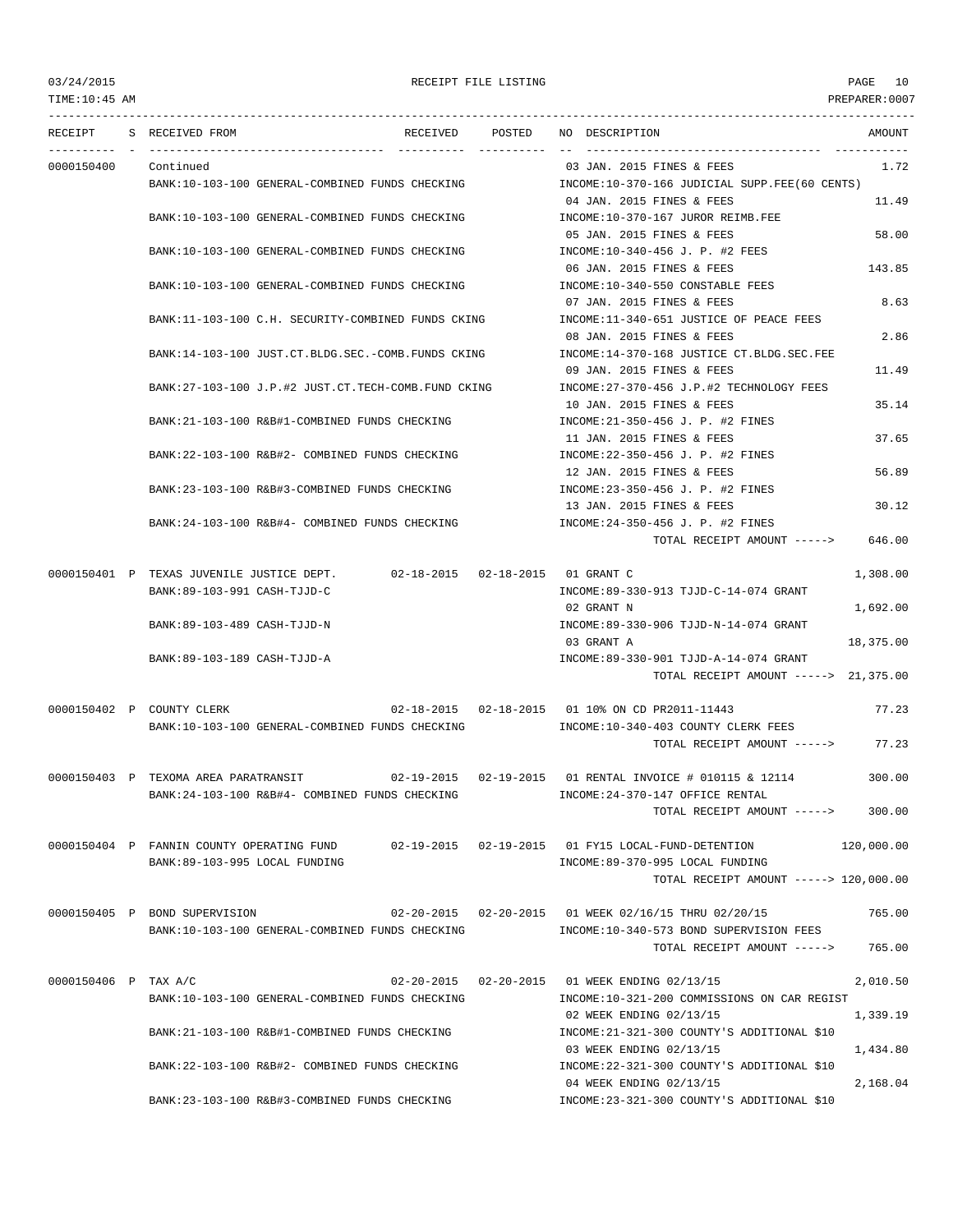| RECEIPT | S | RECEIVED FROM | RECEIVED | POSTED | NO | DESCRIPTION | AMOUNT |
|---|---|---|---|---|---|---|---|
| 0000150400 | | Continued | | | 03 | JAN. 2015 FINES & FEES | 1.72 |
| | | BANK:10-103-100 GENERAL-COMBINED FUNDS CHECKING | | | | INCOME:10-370-166 JUDICIAL SUPP.FEE(60 CENTS) | |
| | | | | | 04 | JAN. 2015 FINES & FEES | 11.49 |
| | | BANK:10-103-100 GENERAL-COMBINED FUNDS CHECKING | | | | INCOME:10-370-167 JUROR REIMB.FEE | |
| | | | | | 05 | JAN. 2015 FINES & FEES | 58.00 |
| | | BANK:10-103-100 GENERAL-COMBINED FUNDS CHECKING | | | | INCOME:10-340-456 J. P. #2 FEES | |
| | | | | | 06 | JAN. 2015 FINES & FEES | 143.85 |
| | | BANK:10-103-100 GENERAL-COMBINED FUNDS CHECKING | | | | INCOME:10-340-550 CONSTABLE FEES | |
| | | | | | 07 | JAN. 2015 FINES & FEES | 8.63 |
| | | BANK:11-103-100 C.H. SECURITY-COMBINED FUNDS CKING | | | | INCOME:11-340-651 JUSTICE OF PEACE FEES | |
| | | | | | 08 | JAN. 2015 FINES & FEES | 2.86 |
| | | BANK:14-103-100 JUST.CT.BLDG.SEC.-COMB.FUNDS CKING | | | | INCOME:14-370-168 JUSTICE CT.BLDG.SEC.FEE | |
| | | | | | 09 | JAN. 2015 FINES & FEES | 11.49 |
| | | BANK:27-103-100 J.P.#2 JUST.CT.TECH-COMB.FUND CKING | | | | INCOME:27-370-456 J.P.#2 TECHNOLOGY FEES | |
| | | | | | 10 | JAN. 2015 FINES & FEES | 35.14 |
| | | BANK:21-103-100 R&B#1-COMBINED FUNDS CHECKING | | | | INCOME:21-350-456 J. P. #2 FINES | |
| | | | | | 11 | JAN. 2015 FINES & FEES | 37.65 |
| | | BANK:22-103-100 R&B#2- COMBINED FUNDS CHECKING | | | | INCOME:22-350-456 J. P. #2 FINES | |
| | | | | | 12 | JAN. 2015 FINES & FEES | 56.89 |
| | | BANK:23-103-100 R&B#3-COMBINED FUNDS CHECKING | | | | INCOME:23-350-456 J. P. #2 FINES | |
| | | | | | 13 | JAN. 2015 FINES & FEES | 30.12 |
| | | BANK:24-103-100 R&B#4- COMBINED FUNDS CHECKING | | | | INCOME:24-350-456 J. P. #2 FINES | |
| | | | | | | TOTAL RECEIPT AMOUNT -----> | 646.00 |
| 0000150401 | P | TEXAS JUVENILE JUSTICE DEPT. | 02-18-2015 | 02-18-2015 | 01 | GRANT C | 1,308.00 |
| | | BANK:89-103-991 CASH-TJJD-C | | | | INCOME:89-330-913 TJJD-C-14-074 GRANT | |
| | | | | | 02 | GRANT N | 1,692.00 |
| | | BANK:89-103-489 CASH-TJJD-N | | | | INCOME:89-330-906 TJJD-N-14-074 GRANT | |
| | | | | | 03 | GRANT A | 18,375.00 |
| | | BANK:89-103-189 CASH-TJJD-A | | | | INCOME:89-330-901 TJJD-A-14-074 GRANT | |
| | | | | | | TOTAL RECEIPT AMOUNT -----> | 21,375.00 |
| 0000150402 | P | COUNTY CLERK | 02-18-2015 | 02-18-2015 | 01 | 10% ON CD PR2011-11443 | 77.23 |
| | | BANK:10-103-100 GENERAL-COMBINED FUNDS CHECKING | | | | INCOME:10-340-403 COUNTY CLERK FEES | |
| | | | | | | TOTAL RECEIPT AMOUNT -----> | 77.23 |
| 0000150403 | P | TEXOMA AREA PARATRANSIT | 02-19-2015 | 02-19-2015 | 01 | RENTAL INVOICE # 010115 & 12114 | 300.00 |
| | | BANK:24-103-100 R&B#4- COMBINED FUNDS CHECKING | | | | INCOME:24-370-147 OFFICE RENTAL | |
| | | | | | | TOTAL RECEIPT AMOUNT -----> | 300.00 |
| 0000150404 | P | FANNIN COUNTY OPERATING FUND | 02-19-2015 | 02-19-2015 | 01 | FY15 LOCAL-FUND-DETENTION | 120,000.00 |
| | | BANK:89-103-995 LOCAL FUNDING | | | | INCOME:89-370-995 LOCAL FUNDING | |
| | | | | | | TOTAL RECEIPT AMOUNT -----> | 120,000.00 |
| 0000150405 | P | BOND SUPERVISION | 02-20-2015 | 02-20-2015 | 01 | WEEK 02/16/15 THRU 02/20/15 | 765.00 |
| | | BANK:10-103-100 GENERAL-COMBINED FUNDS CHECKING | | | | INCOME:10-340-573 BOND SUPERVISION FEES | |
| | | | | | | TOTAL RECEIPT AMOUNT -----> | 765.00 |
| 0000150406 | P | TAX A/C | 02-20-2015 | 02-20-2015 | 01 | WEEK ENDING 02/13/15 | 2,010.50 |
| | | BANK:10-103-100 GENERAL-COMBINED FUNDS CHECKING | | | | INCOME:10-321-200 COMMISSIONS ON CAR REGIST | |
| | | | | | 02 | WEEK ENDING 02/13/15 | 1,339.19 |
| | | BANK:21-103-100 R&B#1-COMBINED FUNDS CHECKING | | | | INCOME:21-321-300 COUNTY'S ADDITIONAL $10 | |
| | | | | | 03 | WEEK ENDING 02/13/15 | 1,434.80 |
| | | BANK:22-103-100 R&B#2- COMBINED FUNDS CHECKING | | | | INCOME:22-321-300 COUNTY'S ADDITIONAL $10 | |
| | | | | | 04 | WEEK ENDING 02/13/15 | 2,168.04 |
| | | BANK:23-103-100 R&B#3-COMBINED FUNDS CHECKING | | | | INCOME:23-321-300 COUNTY'S ADDITIONAL $10 | |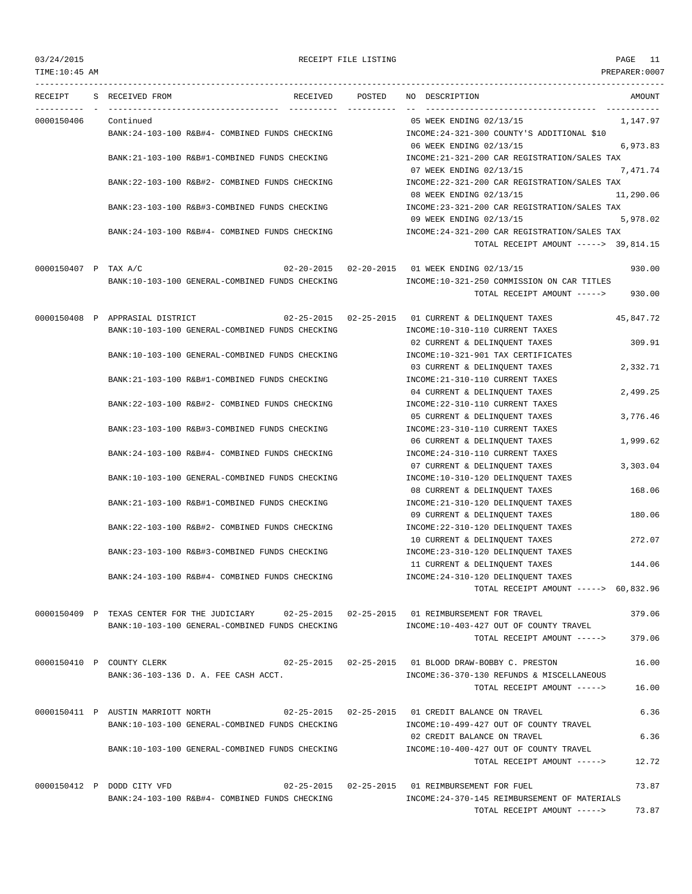| RECEIPT | S | RECEIVED FROM | RECEIVED | POSTED | NO | DESCRIPTION | AMOUNT |
|---|---|---|---|---|---|---|---|
| 0000150406 | | Continued | | | 05 | WEEK ENDING 02/13/15 | 1,147.97 |
| | | BANK:24-103-100 R&B#4- COMBINED FUNDS CHECKING | | | | INCOME:24-321-300 COUNTY'S ADDITIONAL $10 | |
| | | | | | 06 | WEEK ENDING 02/13/15 | 6,973.83 |
| | | BANK:21-103-100 R&B#1-COMBINED FUNDS CHECKING | | | | INCOME:21-321-200 CAR REGISTRATION/SALES TAX | |
| | | | | | 07 | WEEK ENDING 02/13/15 | 7,471.74 |
| | | BANK:22-103-100 R&B#2- COMBINED FUNDS CHECKING | | | | INCOME:22-321-200 CAR REGISTRATION/SALES TAX | |
| | | | | | 08 | WEEK ENDING 02/13/15 | 11,290.06 |
| | | BANK:23-103-100 R&B#3-COMBINED FUNDS CHECKING | | | | INCOME:23-321-200 CAR REGISTRATION/SALES TAX | |
| | | | | | 09 | WEEK ENDING 02/13/15 | 5,978.02 |
| | | BANK:24-103-100 R&B#4- COMBINED FUNDS CHECKING | | | | INCOME:24-321-200 CAR REGISTRATION/SALES TAX | |
| | | | | | | TOTAL RECEIPT AMOUNT -----> | 39,814.15 |
| 0000150407 | P | TAX A/C | 02-20-2015 | 02-20-2015 | 01 | WEEK ENDING 02/13/15 | 930.00 |
| | | BANK:10-103-100 GENERAL-COMBINED FUNDS CHECKING | | | | INCOME:10-321-250 COMMISSION ON CAR TITLES | |
| | | | | | | TOTAL RECEIPT AMOUNT -----> | 930.00 |
| 0000150408 | P | APPRAISAL DISTRICT | 02-25-2015 | 02-25-2015 | 01 | CURRENT & DELINQUENT TAXES | 45,847.72 |
| | | BANK:10-103-100 GENERAL-COMBINED FUNDS CHECKING | | | | INCOME:10-310-110 CURRENT TAXES | |
| | | | | | 02 | CURRENT & DELINQUENT TAXES | 309.91 |
| | | BANK:10-103-100 GENERAL-COMBINED FUNDS CHECKING | | | | INCOME:10-321-901 TAX CERTIFICATES | |
| | | | | | 03 | CURRENT & DELINQUENT TAXES | 2,332.71 |
| | | BANK:21-103-100 R&B#1-COMBINED FUNDS CHECKING | | | | INCOME:21-310-110 CURRENT TAXES | |
| | | | | | 04 | CURRENT & DELINQUENT TAXES | 2,499.25 |
| | | BANK:22-103-100 R&B#2- COMBINED FUNDS CHECKING | | | | INCOME:22-310-110 CURRENT TAXES | |
| | | | | | 05 | CURRENT & DELINQUENT TAXES | 3,776.46 |
| | | BANK:23-103-100 R&B#3-COMBINED FUNDS CHECKING | | | | INCOME:23-310-110 CURRENT TAXES | |
| | | | | | 06 | CURRENT & DELINQUENT TAXES | 1,999.62 |
| | | BANK:24-103-100 R&B#4- COMBINED FUNDS CHECKING | | | | INCOME:24-310-110 CURRENT TAXES | |
| | | | | | 07 | CURRENT & DELINQUENT TAXES | 3,303.04 |
| | | BANK:10-103-100 GENERAL-COMBINED FUNDS CHECKING | | | | INCOME:10-310-120 DELINQUENT TAXES | |
| | | | | | 08 | CURRENT & DELINQUENT TAXES | 168.06 |
| | | BANK:21-103-100 R&B#1-COMBINED FUNDS CHECKING | | | | INCOME:21-310-120 DELINQUENT TAXES | |
| | | | | | 09 | CURRENT & DELINQUENT TAXES | 180.06 |
| | | BANK:22-103-100 R&B#2- COMBINED FUNDS CHECKING | | | | INCOME:22-310-120 DELINQUENT TAXES | |
| | | | | | 10 | CURRENT & DELINQUENT TAXES | 272.07 |
| | | BANK:23-103-100 R&B#3-COMBINED FUNDS CHECKING | | | | INCOME:23-310-120 DELINQUENT TAXES | |
| | | | | | 11 | CURRENT & DELINQUENT TAXES | 144.06 |
| | | BANK:24-103-100 R&B#4- COMBINED FUNDS CHECKING | | | | INCOME:24-310-120 DELINQUENT TAXES | |
| | | | | | | TOTAL RECEIPT AMOUNT -----> | 60,832.96 |
| 0000150409 | P | TEXAS CENTER FOR THE JUDICIARY | 02-25-2015 | 02-25-2015 | 01 | REIMBURSEMENT FOR TRAVEL | 379.06 |
| | | BANK:10-103-100 GENERAL-COMBINED FUNDS CHECKING | | | | INCOME:10-403-427 OUT OF COUNTY TRAVEL | |
| | | | | | | TOTAL RECEIPT AMOUNT -----> | 379.06 |
| 0000150410 | P | COUNTY CLERK | 02-25-2015 | 02-25-2015 | 01 | BLOOD DRAW-BOBBY C. PRESTON | 16.00 |
| | | BANK:36-103-136 D. A. FEE CASH ACCT. | | | | INCOME:36-370-130 REFUNDS & MISCELLANEOUS | |
| | | | | | | TOTAL RECEIPT AMOUNT -----> | 16.00 |
| 0000150411 | P | AUSTIN MARRIOTT NORTH | 02-25-2015 | 02-25-2015 | 01 | CREDIT BALANCE ON TRAVEL | 6.36 |
| | | BANK:10-103-100 GENERAL-COMBINED FUNDS CHECKING | | | | INCOME:10-499-427 OUT OF COUNTY TRAVEL | |
| | | | | | 02 | CREDIT BALANCE ON TRAVEL | 6.36 |
| | | BANK:10-103-100 GENERAL-COMBINED FUNDS CHECKING | | | | INCOME:10-400-427 OUT OF COUNTY TRAVEL | |
| | | | | | | TOTAL RECEIPT AMOUNT -----> | 12.72 |
| 0000150412 | P | DODD CITY VFD | 02-25-2015 | 02-25-2015 | 01 | REIMBURSEMENT FOR FUEL | 73.87 |
| | | BANK:24-103-100 R&B#4- COMBINED FUNDS CHECKING | | | | INCOME:24-370-145 REIMBURSEMENT OF MATERIALS | |
| | | | | | | TOTAL RECEIPT AMOUNT -----> | 73.87 |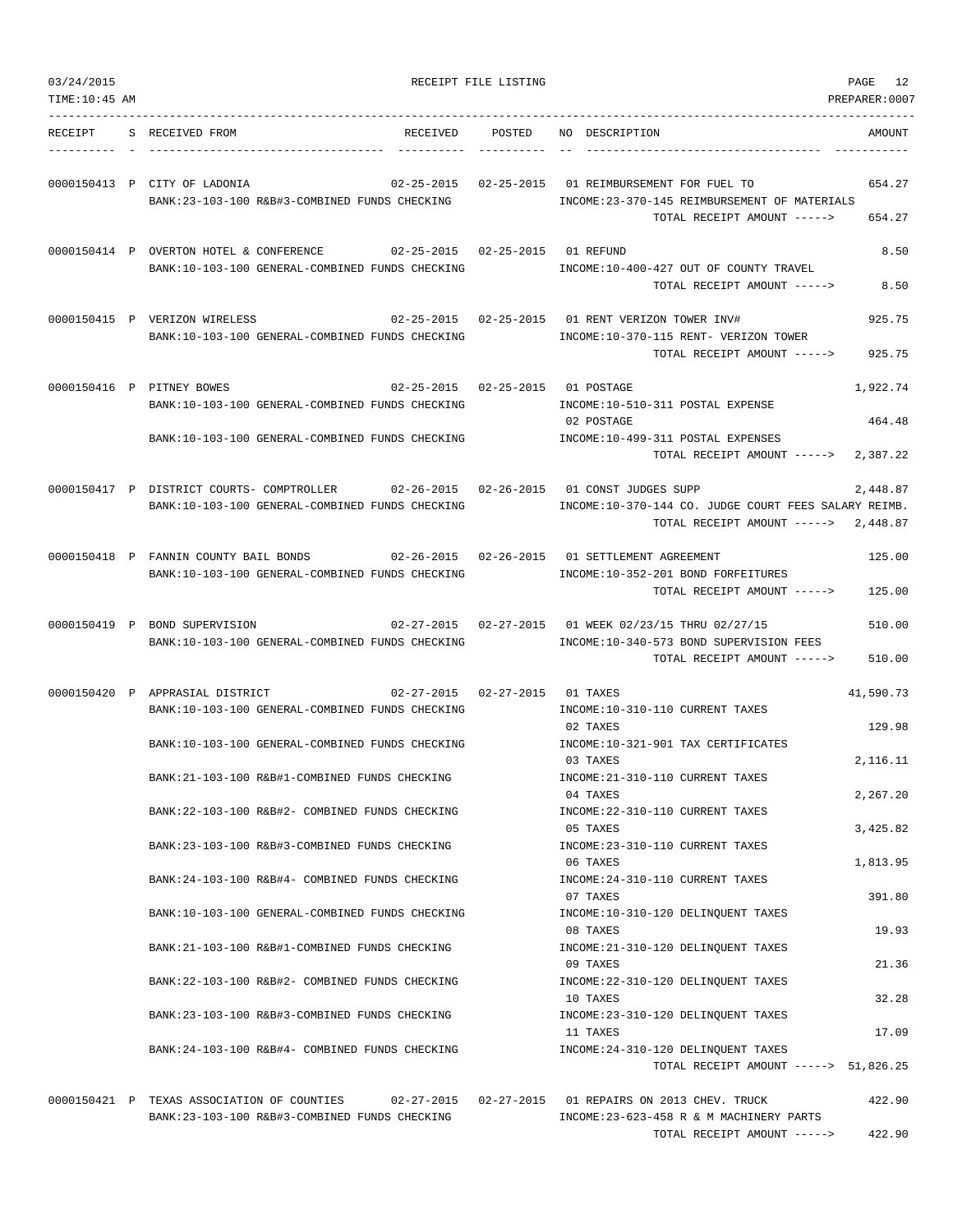03/24/2015 RECEIPT FILE LISTING PAGE 12
TIME:10:45 AM PREPARER:0007

| RECEIPT | S | RECEIVED FROM | RECEIVED | POSTED | NO | DESCRIPTION | AMOUNT |
|---|---|---|---|---|---|---|---|
| 0000150413 | P | CITY OF LADONIA | 02-25-2015 | 02-25-2015 | 01 | REIMBURSEMENT FOR FUEL TO | 654.27 |
| | | BANK:23-103-100 R&B#3-COMBINED FUNDS CHECKING | | | | INCOME:23-370-145 REIMBURSEMENT OF MATERIALS | |
| | | | | | | TOTAL RECEIPT AMOUNT -----> | 654.27 |
| 0000150414 | P | OVERTON HOTEL & CONFERENCE | 02-25-2015 | 02-25-2015 | 01 | REFUND | 8.50 |
| | | BANK:10-103-100 GENERAL-COMBINED FUNDS CHECKING | | | | INCOME:10-400-427 OUT OF COUNTY TRAVEL | |
| | | | | | | TOTAL RECEIPT AMOUNT -----> | 8.50 |
| 0000150415 | P | VERIZON WIRELESS | 02-25-2015 | 02-25-2015 | 01 | RENT VERIZON TOWER INV# | 925.75 |
| | | BANK:10-103-100 GENERAL-COMBINED FUNDS CHECKING | | | | INCOME:10-370-115 RENT- VERIZON TOWER | |
| | | | | | | TOTAL RECEIPT AMOUNT -----> | 925.75 |
| 0000150416 | P | PITNEY BOWES | 02-25-2015 | 02-25-2015 | 01 | POSTAGE | 1,922.74 |
| | | BANK:10-103-100 GENERAL-COMBINED FUNDS CHECKING | | | | INCOME:10-510-311 POSTAL EXPENSE | |
| | | | | | 02 | POSTAGE | 464.48 |
| | | BANK:10-103-100 GENERAL-COMBINED FUNDS CHECKING | | | | INCOME:10-499-311 POSTAL EXPENSES | |
| | | | | | | TOTAL RECEIPT AMOUNT -----> | 2,387.22 |
| 0000150417 | P | DISTRICT COURTS- COMPTROLLER | 02-26-2015 | 02-26-2015 | 01 | CONST JUDGES SUPP | 2,448.87 |
| | | BANK:10-103-100 GENERAL-COMBINED FUNDS CHECKING | | | | INCOME:10-370-144 CO. JUDGE COURT FEES SALARY REIMB. | |
| | | | | | | TOTAL RECEIPT AMOUNT -----> | 2,448.87 |
| 0000150418 | P | FANNIN COUNTY BAIL BONDS | 02-26-2015 | 02-26-2015 | 01 | SETTLEMENT AGREEMENT | 125.00 |
| | | BANK:10-103-100 GENERAL-COMBINED FUNDS CHECKING | | | | INCOME:10-352-201 BOND FORFEITURES | |
| | | | | | | TOTAL RECEIPT AMOUNT -----> | 125.00 |
| 0000150419 | P | BOND SUPERVISION | 02-27-2015 | 02-27-2015 | 01 | WEEK 02/23/15 THRU 02/27/15 | 510.00 |
| | | BANK:10-103-100 GENERAL-COMBINED FUNDS CHECKING | | | | INCOME:10-340-573 BOND SUPERVISION FEES | |
| | | | | | | TOTAL RECEIPT AMOUNT -----> | 510.00 |
| 0000150420 | P | APPRAISAL DISTRICT | 02-27-2015 | 02-27-2015 | 01 | TAXES | 41,590.73 |
| | | BANK:10-103-100 GENERAL-COMBINED FUNDS CHECKING | | | | INCOME:10-310-110 CURRENT TAXES | |
| | | | | | 02 | TAXES | 129.98 |
| | | BANK:10-103-100 GENERAL-COMBINED FUNDS CHECKING | | | | INCOME:10-321-901 TAX CERTIFICATES | |
| | | | | | 03 | TAXES | 2,116.11 |
| | | BANK:21-103-100 R&B#1-COMBINED FUNDS CHECKING | | | | INCOME:21-310-110 CURRENT TAXES | |
| | | | | | 04 | TAXES | 2,267.20 |
| | | BANK:22-103-100 R&B#2- COMBINED FUNDS CHECKING | | | | INCOME:22-310-110 CURRENT TAXES | |
| | | | | | 05 | TAXES | 3,425.82 |
| | | BANK:23-103-100 R&B#3-COMBINED FUNDS CHECKING | | | | INCOME:23-310-110 CURRENT TAXES | |
| | | | | | 06 | TAXES | 1,813.95 |
| | | BANK:24-103-100 R&B#4- COMBINED FUNDS CHECKING | | | | INCOME:24-310-110 CURRENT TAXES | |
| | | | | | 07 | TAXES | 391.80 |
| | | BANK:10-103-100 GENERAL-COMBINED FUNDS CHECKING | | | | INCOME:10-310-120 DELINQUENT TAXES | |
| | | | | | 08 | TAXES | 19.93 |
| | | BANK:21-103-100 R&B#1-COMBINED FUNDS CHECKING | | | | INCOME:21-310-120 DELINQUENT TAXES | |
| | | | | | 09 | TAXES | 21.36 |
| | | BANK:22-103-100 R&B#2- COMBINED FUNDS CHECKING | | | | INCOME:22-310-120 DELINQUENT TAXES | |
| | | | | | 10 | TAXES | 32.28 |
| | | BANK:23-103-100 R&B#3-COMBINED FUNDS CHECKING | | | | INCOME:23-310-120 DELINQUENT TAXES | |
| | | | | | 11 | TAXES | 17.09 |
| | | BANK:24-103-100 R&B#4- COMBINED FUNDS CHECKING | | | | INCOME:24-310-120 DELINQUENT TAXES | |
| | | | | | | TOTAL RECEIPT AMOUNT -----> | 51,826.25 |
| 0000150421 | P | TEXAS ASSOCIATION OF COUNTIES | 02-27-2015 | 02-27-2015 | 01 | REPAIRS ON 2013 CHEV. TRUCK | 422.90 |
| | | BANK:23-103-100 R&B#3-COMBINED FUNDS CHECKING | | | | INCOME:23-623-458 R & M MACHINERY PARTS | |
| | | | | | | TOTAL RECEIPT AMOUNT -----> | 422.90 |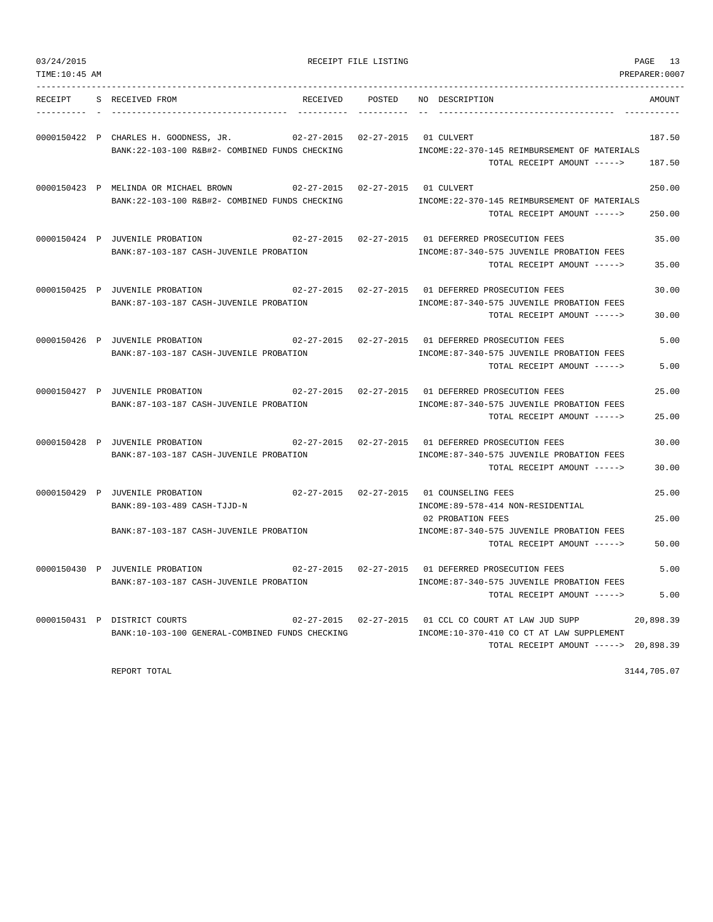| RECEIPT | S | RECEIVED FROM | RECEIVED | POSTED | NO | DESCRIPTION | AMOUNT |
|---|---|---|---|---|---|---|---|
| 0000150422 | P | CHARLES H. GOODNESS, JR. | 02-27-2015 | 02-27-2015 | 01 | CULVERT | 187.50 |
| | | BANK:22-103-100 R&B#2- COMBINED FUNDS CHECKING | | | | INCOME:22-370-145 REIMBURSEMENT OF MATERIALS | |
| | | | | | | TOTAL RECEIPT AMOUNT -----> | 187.50 |
| 0000150423 | P | MELINDA OR MICHAEL BROWN | 02-27-2015 | 02-27-2015 | 01 | CULVERT | 250.00 |
| | | BANK:22-103-100 R&B#2- COMBINED FUNDS CHECKING | | | | INCOME:22-370-145 REIMBURSEMENT OF MATERIALS | |
| | | | | | | TOTAL RECEIPT AMOUNT -----> | 250.00 |
| 0000150424 | P | JUVENILE PROBATION | 02-27-2015 | 02-27-2015 | 01 | DEFERRED PROSECUTION FEES | 35.00 |
| | | BANK:87-103-187 CASH-JUVENILE PROBATION | | | | INCOME:87-340-575 JUVENILE PROBATION FEES | |
| | | | | | | TOTAL RECEIPT AMOUNT -----> | 35.00 |
| 0000150425 | P | JUVENILE PROBATION | 02-27-2015 | 02-27-2015 | 01 | DEFERRED PROSECUTION FEES | 30.00 |
| | | BANK:87-103-187 CASH-JUVENILE PROBATION | | | | INCOME:87-340-575 JUVENILE PROBATION FEES | |
| | | | | | | TOTAL RECEIPT AMOUNT -----> | 30.00 |
| 0000150426 | P | JUVENILE PROBATION | 02-27-2015 | 02-27-2015 | 01 | DEFERRED PROSECUTION FEES | 5.00 |
| | | BANK:87-103-187 CASH-JUVENILE PROBATION | | | | INCOME:87-340-575 JUVENILE PROBATION FEES | |
| | | | | | | TOTAL RECEIPT AMOUNT -----> | 5.00 |
| 0000150427 | P | JUVENILE PROBATION | 02-27-2015 | 02-27-2015 | 01 | DEFERRED PROSECUTION FEES | 25.00 |
| | | BANK:87-103-187 CASH-JUVENILE PROBATION | | | | INCOME:87-340-575 JUVENILE PROBATION FEES | |
| | | | | | | TOTAL RECEIPT AMOUNT -----> | 25.00 |
| 0000150428 | P | JUVENILE PROBATION | 02-27-2015 | 02-27-2015 | 01 | DEFERRED PROSECUTION FEES | 30.00 |
| | | BANK:87-103-187 CASH-JUVENILE PROBATION | | | | INCOME:87-340-575 JUVENILE PROBATION FEES | |
| | | | | | | TOTAL RECEIPT AMOUNT -----> | 30.00 |
| 0000150429 | P | JUVENILE PROBATION | 02-27-2015 | 02-27-2015 | 01 | COUNSELING FEES | 25.00 |
| | | BANK:89-103-489 CASH-TJJD-N | | | | INCOME:89-578-414 NON-RESIDENTIAL | |
| | | | | | 02 | PROBATION FEES | 25.00 |
| | | BANK:87-103-187 CASH-JUVENILE PROBATION | | | | INCOME:87-340-575 JUVENILE PROBATION FEES | |
| | | | | | | TOTAL RECEIPT AMOUNT -----> | 50.00 |
| 0000150430 | P | JUVENILE PROBATION | 02-27-2015 | 02-27-2015 | 01 | DEFERRED PROSECUTION FEES | 5.00 |
| | | BANK:87-103-187 CASH-JUVENILE PROBATION | | | | INCOME:87-340-575 JUVENILE PROBATION FEES | |
| | | | | | | TOTAL RECEIPT AMOUNT -----> | 5.00 |
| 0000150431 | P | DISTRICT COURTS | 02-27-2015 | 02-27-2015 | 01 | CCL CO COURT AT LAW JUD SUPP | 20,898.39 |
| | | BANK:10-103-100 GENERAL-COMBINED FUNDS CHECKING | | | | INCOME:10-370-410 CO CT AT LAW SUPPLEMENT | |
| | | | | | | TOTAL RECEIPT AMOUNT -----> | 20,898.39 |
| | | REPORT TOTAL | | | | | 3144,705.07 |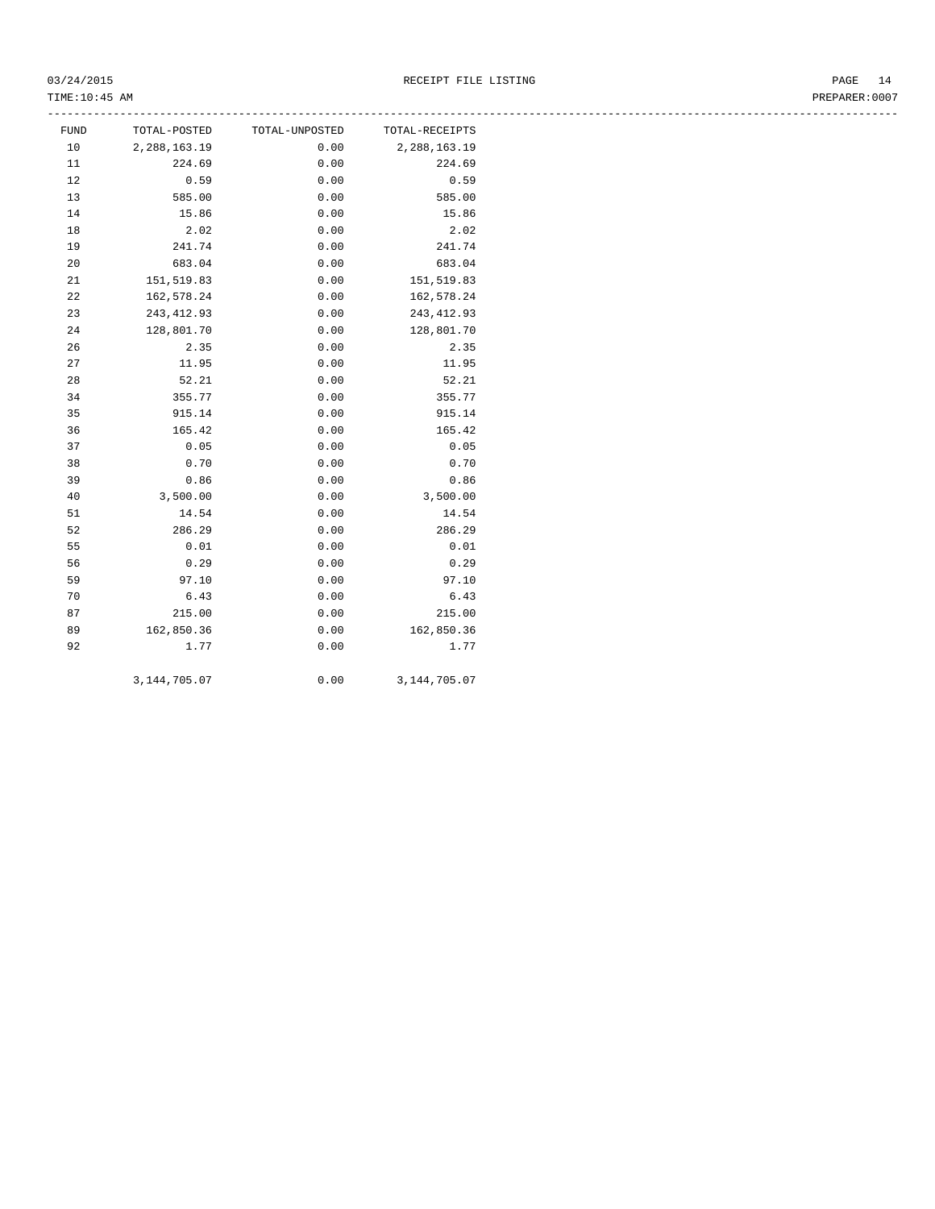03/24/2015 RECEIPT FILE LISTING

TIME:10:45 AM PREPARER:0007

| FUND | TOTAL-POSTED | TOTAL-UNPOSTED | TOTAL-RECEIPTS |
|---|---|---|---|
| 10 | 2,288,163.19 | 0.00 | 2,288,163.19 |
| 11 | 224.69 | 0.00 | 224.69 |
| 12 | 0.59 | 0.00 | 0.59 |
| 13 | 585.00 | 0.00 | 585.00 |
| 14 | 15.86 | 0.00 | 15.86 |
| 18 | 2.02 | 0.00 | 2.02 |
| 19 | 241.74 | 0.00 | 241.74 |
| 20 | 683.04 | 0.00 | 683.04 |
| 21 | 151,519.83 | 0.00 | 151,519.83 |
| 22 | 162,578.24 | 0.00 | 162,578.24 |
| 23 | 243,412.93 | 0.00 | 243,412.93 |
| 24 | 128,801.70 | 0.00 | 128,801.70 |
| 26 | 2.35 | 0.00 | 2.35 |
| 27 | 11.95 | 0.00 | 11.95 |
| 28 | 52.21 | 0.00 | 52.21 |
| 34 | 355.77 | 0.00 | 355.77 |
| 35 | 915.14 | 0.00 | 915.14 |
| 36 | 165.42 | 0.00 | 165.42 |
| 37 | 0.05 | 0.00 | 0.05 |
| 38 | 0.70 | 0.00 | 0.70 |
| 39 | 0.86 | 0.00 | 0.86 |
| 40 | 3,500.00 | 0.00 | 3,500.00 |
| 51 | 14.54 | 0.00 | 14.54 |
| 52 | 286.29 | 0.00 | 286.29 |
| 55 | 0.01 | 0.00 | 0.01 |
| 56 | 0.29 | 0.00 | 0.29 |
| 59 | 97.10 | 0.00 | 97.10 |
| 70 | 6.43 | 0.00 | 6.43 |
| 87 | 215.00 | 0.00 | 215.00 |
| 89 | 162,850.36 | 0.00 | 162,850.36 |
| 92 | 1.77 | 0.00 | 1.77 |
| | 3,144,705.07 | 0.00 | 3,144,705.07 |